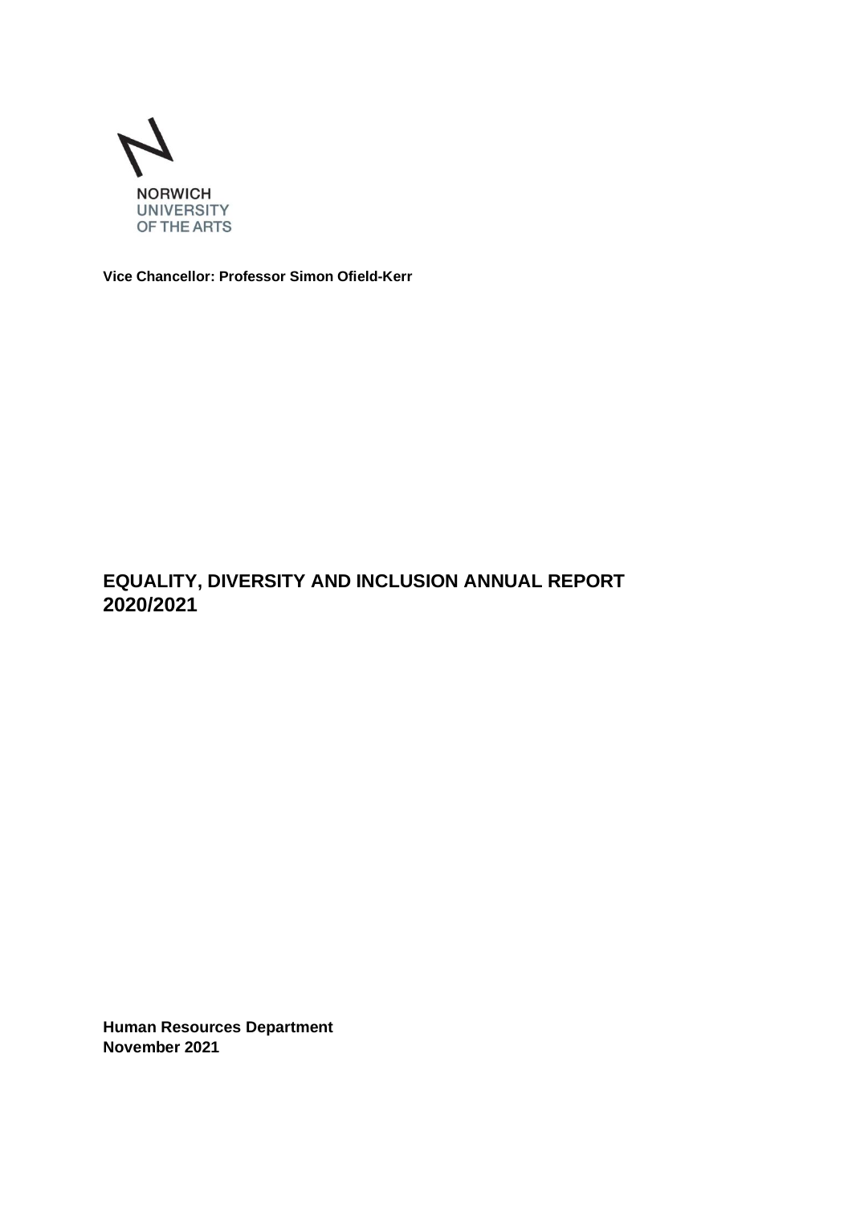NORWICH
UNIVERSITY
OF THE ARTS

**Vice Chancellor: Professor Simon Ofield-Kerr**

# EQUALITY, DIVERSITY AND INCLUSION ANNUAL REPORT 2020/2021

**Human Resources Department**
**November 2021**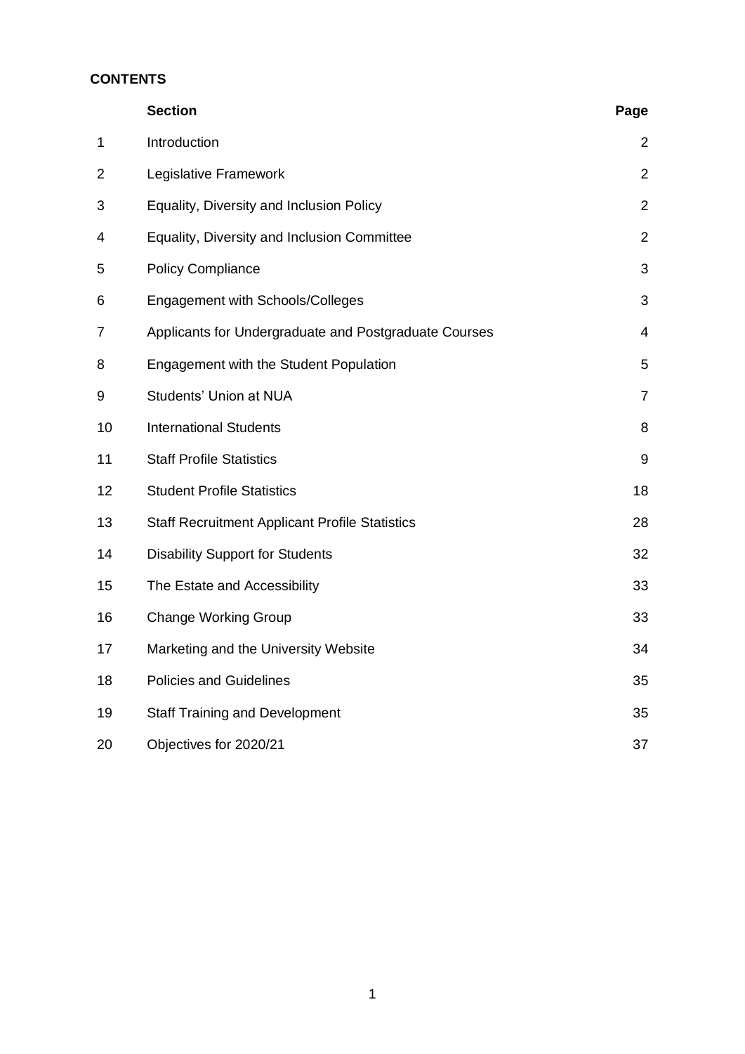**CONTENTS**

| | Section | Page |
|---|---|---|
| 1 | Introduction | 2 |
| 2 | Legislative Framework | 2 |
| 3 | Equality, Diversity and Inclusion Policy | 2 |
| 4 | Equality, Diversity and Inclusion Committee | 2 |
| 5 | Policy Compliance | 3 |
| 6 | Engagement with Schools/Colleges | 3 |
| 7 | Applicants for Undergraduate and Postgraduate Courses | 4 |
| 8 | Engagement with the Student Population | 5 |
| 9 | Students' Union at NUA | 7 |
| 10 | International Students | 8 |
| 11 | Staff Profile Statistics | 9 |
| 12 | Student Profile Statistics | 18 |
| 13 | Staff Recruitment Applicant Profile Statistics | 28 |
| 14 | Disability Support for Students | 32 |
| 15 | The Estate and Accessibility | 33 |
| 16 | Change Working Group | 33 |
| 17 | Marketing and the University Website | 34 |
| 18 | Policies and Guidelines | 35 |
| 19 | Staff Training and Development | 35 |
| 20 | Objectives for 2020/21 | 37 |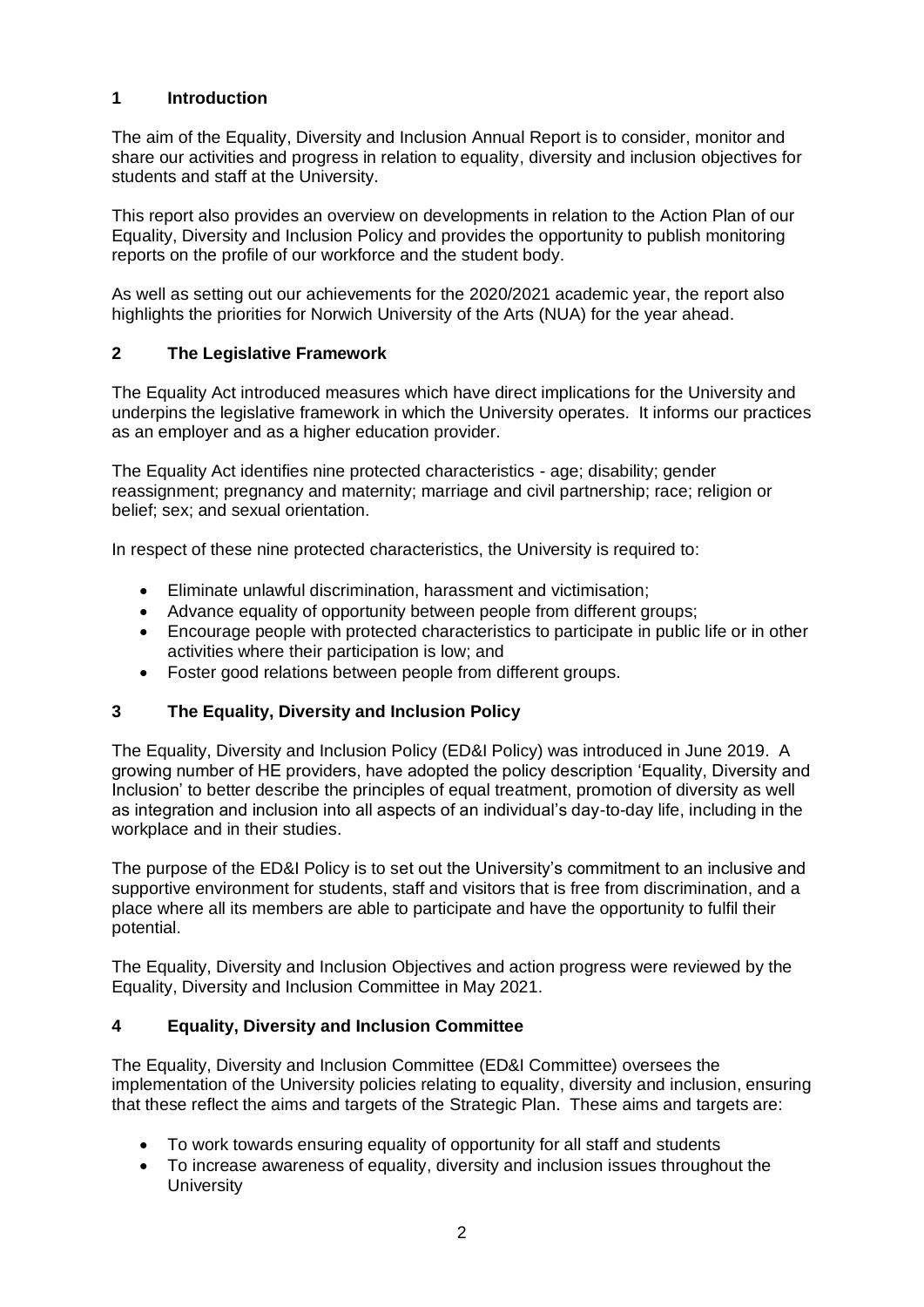## 1 Introduction

The aim of the Equality, Diversity and Inclusion Annual Report is to consider, monitor and share our activities and progress in relation to equality, diversity and inclusion objectives for students and staff at the University.

This report also provides an overview on developments in relation to the Action Plan of our Equality, Diversity and Inclusion Policy and provides the opportunity to publish monitoring reports on the profile of our workforce and the student body.

As well as setting out our achievements for the 2020/2021 academic year, the report also highlights the priorities for Norwich University of the Arts (NUA) for the year ahead.

## 2 The Legislative Framework

The Equality Act introduced measures which have direct implications for the University and underpins the legislative framework in which the University operates. It informs our practices as an employer and as a higher education provider.

The Equality Act identifies nine protected characteristics - age; disability; gender reassignment; pregnancy and maternity; marriage and civil partnership; race; religion or belief; sex; and sexual orientation.

In respect of these nine protected characteristics, the University is required to:

- Eliminate unlawful discrimination, harassment and victimisation;
- Advance equality of opportunity between people from different groups;
- Encourage people with protected characteristics to participate in public life or in other activities where their participation is low; and
- Foster good relations between people from different groups.

## 3 The Equality, Diversity and Inclusion Policy

The Equality, Diversity and Inclusion Policy (ED&I Policy) was introduced in June 2019. A growing number of HE providers, have adopted the policy description 'Equality, Diversity and Inclusion' to better describe the principles of equal treatment, promotion of diversity as well as integration and inclusion into all aspects of an individual's day-to-day life, including in the workplace and in their studies.

The purpose of the ED&I Policy is to set out the University's commitment to an inclusive and supportive environment for students, staff and visitors that is free from discrimination, and a place where all its members are able to participate and have the opportunity to fulfil their potential.

The Equality, Diversity and Inclusion Objectives and action progress were reviewed by the Equality, Diversity and Inclusion Committee in May 2021.

## 4 Equality, Diversity and Inclusion Committee

The Equality, Diversity and Inclusion Committee (ED&I Committee) oversees the implementation of the University policies relating to equality, diversity and inclusion, ensuring that these reflect the aims and targets of the Strategic Plan. These aims and targets are:

- To work towards ensuring equality of opportunity for all staff and students
- To increase awareness of equality, diversity and inclusion issues throughout the University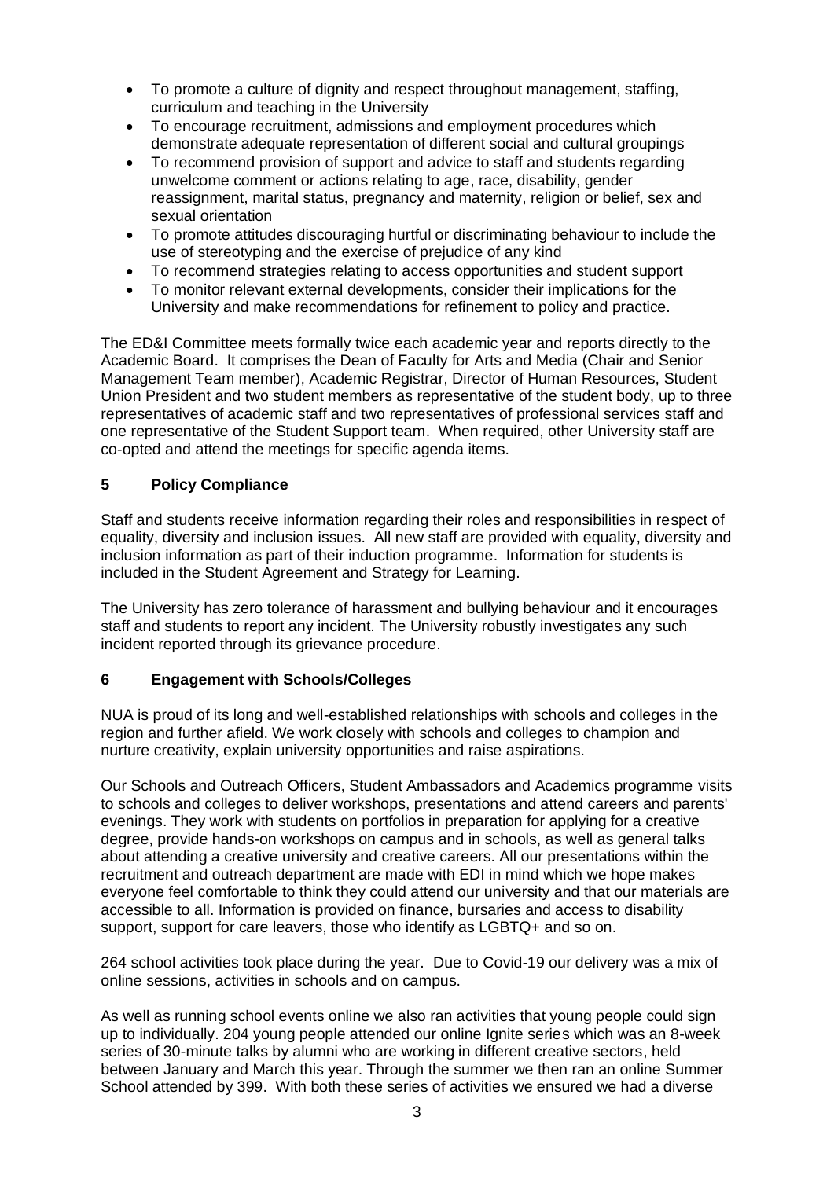- To promote a culture of dignity and respect throughout management, staffing, curriculum and teaching in the University
- To encourage recruitment, admissions and employment procedures which demonstrate adequate representation of different social and cultural groupings
- To recommend provision of support and advice to staff and students regarding unwelcome comment or actions relating to age, race, disability, gender reassignment, marital status, pregnancy and maternity, religion or belief, sex and sexual orientation
- To promote attitudes discouraging hurtful or discriminating behaviour to include the use of stereotyping and the exercise of prejudice of any kind
- To recommend strategies relating to access opportunities and student support
- To monitor relevant external developments, consider their implications for the University and make recommendations for refinement to policy and practice.

The ED&I Committee meets formally twice each academic year and reports directly to the Academic Board. It comprises the Dean of Faculty for Arts and Media (Chair and Senior Management Team member), Academic Registrar, Director of Human Resources, Student Union President and two student members as representative of the student body, up to three representatives of academic staff and two representatives of professional services staff and one representative of the Student Support team. When required, other University staff are co-opted and attend the meetings for specific agenda items.

## 5 Policy Compliance

Staff and students receive information regarding their roles and responsibilities in respect of equality, diversity and inclusion issues. All new staff are provided with equality, diversity and inclusion information as part of their induction programme. Information for students is included in the Student Agreement and Strategy for Learning.

The University has zero tolerance of harassment and bullying behaviour and it encourages staff and students to report any incident. The University robustly investigates any such incident reported through its grievance procedure.

## 6 Engagement with Schools/Colleges

NUA is proud of its long and well-established relationships with schools and colleges in the region and further afield. We work closely with schools and colleges to champion and nurture creativity, explain university opportunities and raise aspirations.

Our Schools and Outreach Officers, Student Ambassadors and Academics programme visits to schools and colleges to deliver workshops, presentations and attend careers and parents' evenings. They work with students on portfolios in preparation for applying for a creative degree, provide hands-on workshops on campus and in schools, as well as general talks about attending a creative university and creative careers. All our presentations within the recruitment and outreach department are made with EDI in mind which we hope makes everyone feel comfortable to think they could attend our university and that our materials are accessible to all. Information is provided on finance, bursaries and access to disability support, support for care leavers, those who identify as LGBTQ+ and so on.

264 school activities took place during the year. Due to Covid-19 our delivery was a mix of online sessions, activities in schools and on campus.

As well as running school events online we also ran activities that young people could sign up to individually. 204 young people attended our online Ignite series which was an 8-week series of 30-minute talks by alumni who are working in different creative sectors, held between January and March this year. Through the summer we then ran an online Summer School attended by 399. With both these series of activities we ensured we had a diverse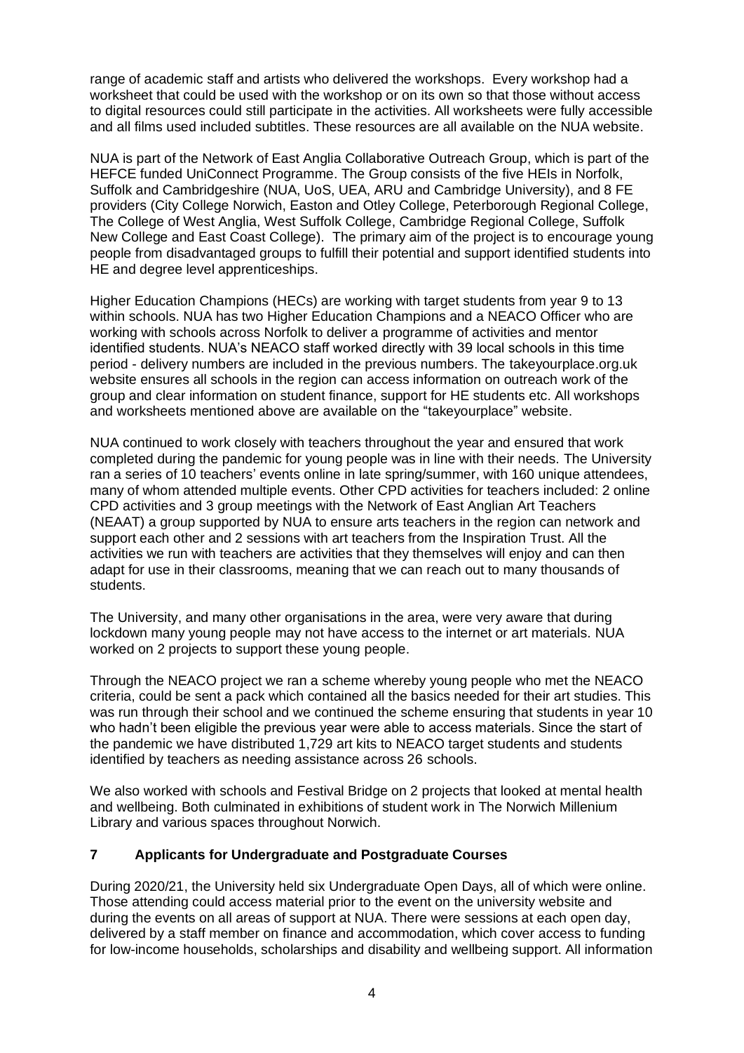range of academic staff and artists who delivered the workshops. Every workshop had a worksheet that could be used with the workshop or on its own so that those without access to digital resources could still participate in the activities. All worksheets were fully accessible and all films used included subtitles. These resources are all available on the NUA website.

NUA is part of the Network of East Anglia Collaborative Outreach Group, which is part of the HEFCE funded UniConnect Programme. The Group consists of the five HEIs in Norfolk, Suffolk and Cambridgeshire (NUA, UoS, UEA, ARU and Cambridge University), and 8 FE providers (City College Norwich, Easton and Otley College, Peterborough Regional College, The College of West Anglia, West Suffolk College, Cambridge Regional College, Suffolk New College and East Coast College). The primary aim of the project is to encourage young people from disadvantaged groups to fulfill their potential and support identified students into HE and degree level apprenticeships.

Higher Education Champions (HECs) are working with target students from year 9 to 13 within schools. NUA has two Higher Education Champions and a NEACO Officer who are working with schools across Norfolk to deliver a programme of activities and mentor identified students. NUA's NEACO staff worked directly with 39 local schools in this time period - delivery numbers are included in the previous numbers. The takeyourplace.org.uk website ensures all schools in the region can access information on outreach work of the group and clear information on student finance, support for HE students etc. All workshops and worksheets mentioned above are available on the "takeyourplace" website.

NUA continued to work closely with teachers throughout the year and ensured that work completed during the pandemic for young people was in line with their needs. The University ran a series of 10 teachers' events online in late spring/summer, with 160 unique attendees, many of whom attended multiple events. Other CPD activities for teachers included: 2 online CPD activities and 3 group meetings with the Network of East Anglian Art Teachers (NEAAT) a group supported by NUA to ensure arts teachers in the region can network and support each other and 2 sessions with art teachers from the Inspiration Trust. All the activities we run with teachers are activities that they themselves will enjoy and can then adapt for use in their classrooms, meaning that we can reach out to many thousands of students.

The University, and many other organisations in the area, were very aware that during lockdown many young people may not have access to the internet or art materials. NUA worked on 2 projects to support these young people.

Through the NEACO project we ran a scheme whereby young people who met the NEACO criteria, could be sent a pack which contained all the basics needed for their art studies. This was run through their school and we continued the scheme ensuring that students in year 10 who hadn't been eligible the previous year were able to access materials. Since the start of the pandemic we have distributed 1,729 art kits to NEACO target students and students identified by teachers as needing assistance across 26 schools.

We also worked with schools and Festival Bridge on 2 projects that looked at mental health and wellbeing. Both culminated in exhibitions of student work in The Norwich Millenium Library and various spaces throughout Norwich.

## 7 Applicants for Undergraduate and Postgraduate Courses

During 2020/21, the University held six Undergraduate Open Days, all of which were online. Those attending could access material prior to the event on the university website and during the events on all areas of support at NUA. There were sessions at each open day, delivered by a staff member on finance and accommodation, which cover access to funding for low-income households, scholarships and disability and wellbeing support. All information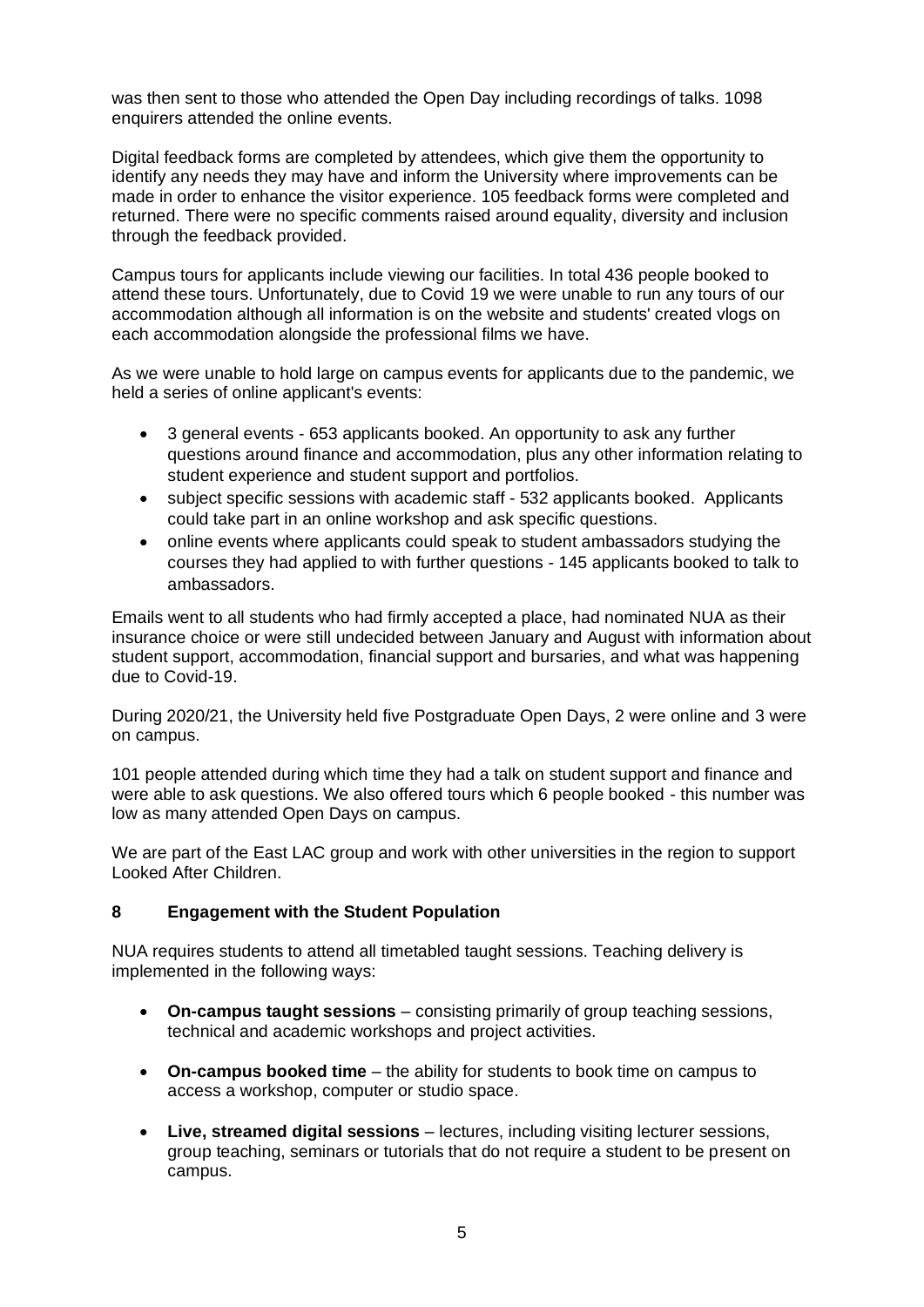was then sent to those who attended the Open Day including recordings of talks. 1098 enquirers attended the online events.

Digital feedback forms are completed by attendees, which give them the opportunity to identify any needs they may have and inform the University where improvements can be made in order to enhance the visitor experience. 105 feedback forms were completed and returned. There were no specific comments raised around equality, diversity and inclusion through the feedback provided.

Campus tours for applicants include viewing our facilities. In total 436 people booked to attend these tours. Unfortunately, due to Covid 19 we were unable to run any tours of our accommodation although all information is on the website and students' created vlogs on each accommodation alongside the professional films we have.

As we were unable to hold large on campus events for applicants due to the pandemic, we held a series of online applicant's events:

- 3 general events - 653 applicants booked. An opportunity to ask any further questions around finance and accommodation, plus any other information relating to student experience and student support and portfolios.
- subject specific sessions with academic staff - 532 applicants booked. Applicants could take part in an online workshop and ask specific questions.
- online events where applicants could speak to student ambassadors studying the courses they had applied to with further questions - 145 applicants booked to talk to ambassadors.

Emails went to all students who had firmly accepted a place, had nominated NUA as their insurance choice or were still undecided between January and August with information about student support, accommodation, financial support and bursaries, and what was happening due to Covid-19.

During 2020/21, the University held five Postgraduate Open Days, 2 were online and 3 were on campus.

101 people attended during which time they had a talk on student support and finance and were able to ask questions. We also offered tours which 6 people booked - this number was low as many attended Open Days on campus.

We are part of the East LAC group and work with other universities in the region to support Looked After Children.

## 8 Engagement with the Student Population

NUA requires students to attend all timetabled taught sessions. Teaching delivery is implemented in the following ways:

- **On-campus taught sessions** – consisting primarily of group teaching sessions, technical and academic workshops and project activities.
- **On-campus booked time** – the ability for students to book time on campus to access a workshop, computer or studio space.
- **Live, streamed digital sessions** – lectures, including visiting lecturer sessions, group teaching, seminars or tutorials that do not require a student to be present on campus.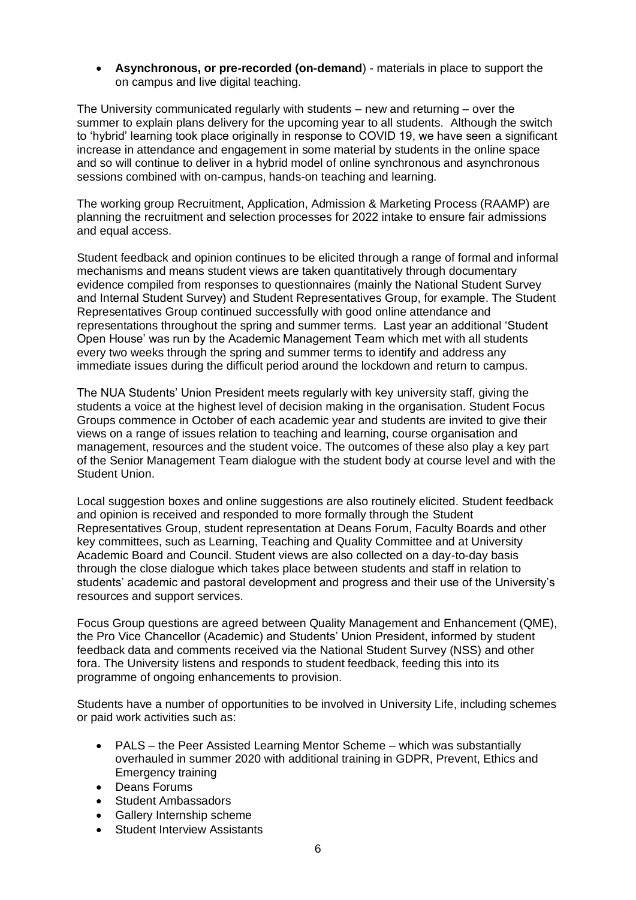- **Asynchronous, or pre-recorded (on-demand**) - materials in place to support the on campus and live digital teaching.

The University communicated regularly with students – new and returning – over the summer to explain plans delivery for the upcoming year to all students. Although the switch to 'hybrid' learning took place originally in response to COVID 19, we have seen a significant increase in attendance and engagement in some material by students in the online space and so will continue to deliver in a hybrid model of online synchronous and asynchronous sessions combined with on-campus, hands-on teaching and learning.

The working group Recruitment, Application, Admission & Marketing Process (RAAMP) are planning the recruitment and selection processes for 2022 intake to ensure fair admissions and equal access.

Student feedback and opinion continues to be elicited through a range of formal and informal mechanisms and means student views are taken quantitatively through documentary evidence compiled from responses to questionnaires (mainly the National Student Survey and Internal Student Survey) and Student Representatives Group, for example. The Student Representatives Group continued successfully with good online attendance and representations throughout the spring and summer terms. Last year an additional 'Student Open House' was run by the Academic Management Team which met with all students every two weeks through the spring and summer terms to identify and address any immediate issues during the difficult period around the lockdown and return to campus.

The NUA Students' Union President meets regularly with key university staff, giving the students a voice at the highest level of decision making in the organisation. Student Focus Groups commence in October of each academic year and students are invited to give their views on a range of issues relation to teaching and learning, course organisation and management, resources and the student voice. The outcomes of these also play a key part of the Senior Management Team dialogue with the student body at course level and with the Student Union.

Local suggestion boxes and online suggestions are also routinely elicited. Student feedback and opinion is received and responded to more formally through the Student Representatives Group, student representation at Deans Forum, Faculty Boards and other key committees, such as Learning, Teaching and Quality Committee and at University Academic Board and Council. Student views are also collected on a day-to-day basis through the close dialogue which takes place between students and staff in relation to students' academic and pastoral development and progress and their use of the University's resources and support services.

Focus Group questions are agreed between Quality Management and Enhancement (QME), the Pro Vice Chancellor (Academic) and Students' Union President, informed by student feedback data and comments received via the National Student Survey (NSS) and other fora. The University listens and responds to student feedback, feeding this into its programme of ongoing enhancements to provision.

Students have a number of opportunities to be involved in University Life, including schemes or paid work activities such as:

- PALS – the Peer Assisted Learning Mentor Scheme – which was substantially overhauled in summer 2020 with additional training in GDPR, Prevent, Ethics and Emergency training
- Deans Forums
- Student Ambassadors
- Gallery Internship scheme
- Student Interview Assistants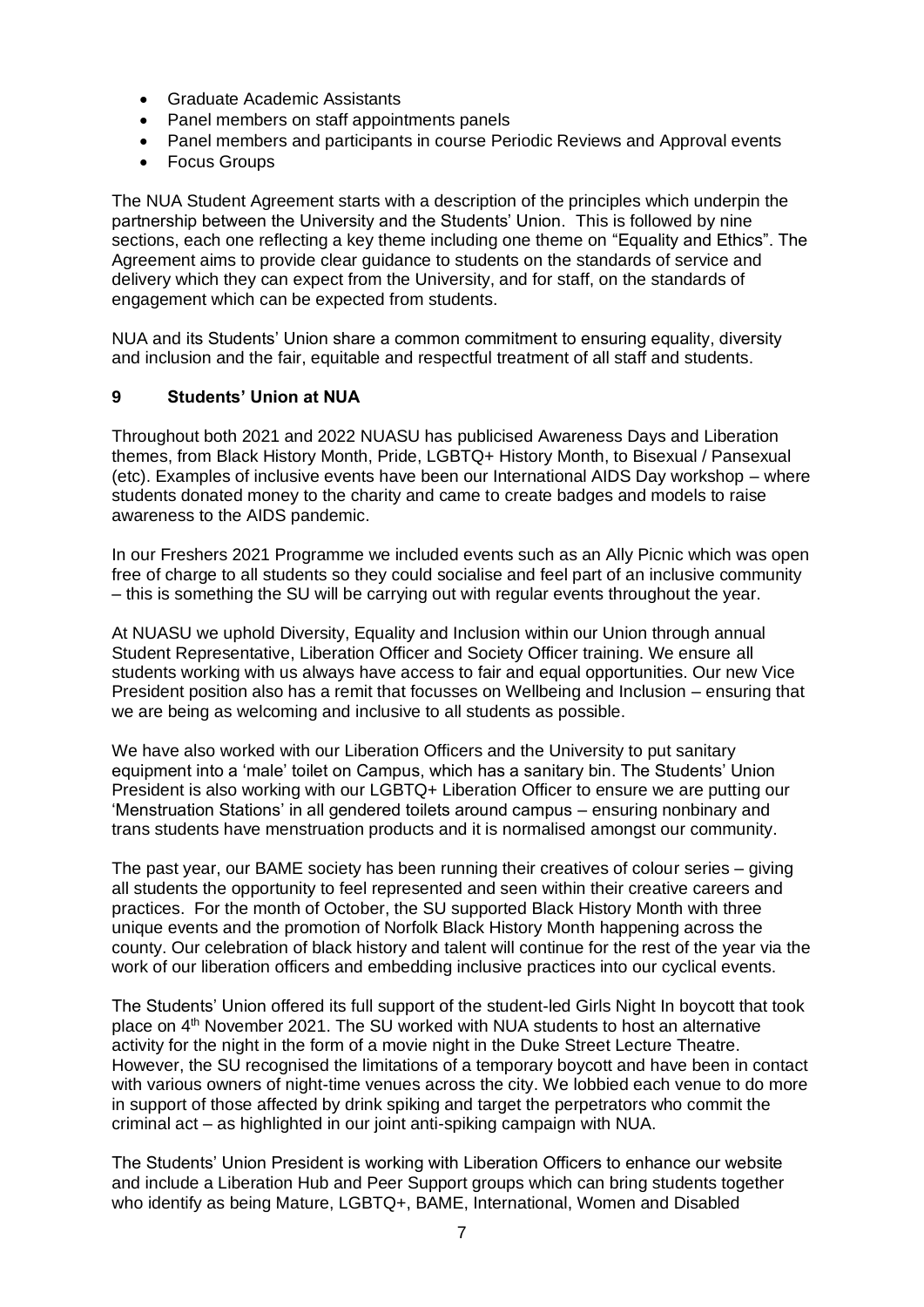- Graduate Academic Assistants
- Panel members on staff appointments panels
- Panel members and participants in course Periodic Reviews and Approval events
- Focus Groups

The NUA Student Agreement starts with a description of the principles which underpin the partnership between the University and the Students' Union. This is followed by nine sections, each one reflecting a key theme including one theme on "Equality and Ethics". The Agreement aims to provide clear guidance to students on the standards of service and delivery which they can expect from the University, and for staff, on the standards of engagement which can be expected from students.

NUA and its Students' Union share a common commitment to ensuring equality, diversity and inclusion and the fair, equitable and respectful treatment of all staff and students.

## 9 Students' Union at NUA

Throughout both 2021 and 2022 NUASU has publicised Awareness Days and Liberation themes, from Black History Month, Pride, LGBTQ+ History Month, to Bisexual / Pansexual (etc). Examples of inclusive events have been our International AIDS Day workshop – where students donated money to the charity and came to create badges and models to raise awareness to the AIDS pandemic.

In our Freshers 2021 Programme we included events such as an Ally Picnic which was open free of charge to all students so they could socialise and feel part of an inclusive community – this is something the SU will be carrying out with regular events throughout the year.

At NUASU we uphold Diversity, Equality and Inclusion within our Union through annual Student Representative, Liberation Officer and Society Officer training. We ensure all students working with us always have access to fair and equal opportunities. Our new Vice President position also has a remit that focusses on Wellbeing and Inclusion – ensuring that we are being as welcoming and inclusive to all students as possible.

We have also worked with our Liberation Officers and the University to put sanitary equipment into a 'male' toilet on Campus, which has a sanitary bin. The Students' Union President is also working with our LGBTQ+ Liberation Officer to ensure we are putting our 'Menstruation Stations' in all gendered toilets around campus – ensuring nonbinary and trans students have menstruation products and it is normalised amongst our community.

The past year, our BAME society has been running their creatives of colour series – giving all students the opportunity to feel represented and seen within their creative careers and practices. For the month of October, the SU supported Black History Month with three unique events and the promotion of Norfolk Black History Month happening across the county. Our celebration of black history and talent will continue for the rest of the year via the work of our liberation officers and embedding inclusive practices into our cyclical events.

The Students' Union offered its full support of the student-led Girls Night In boycott that took place on 4th November 2021. The SU worked with NUA students to host an alternative activity for the night in the form of a movie night in the Duke Street Lecture Theatre. However, the SU recognised the limitations of a temporary boycott and have been in contact with various owners of night-time venues across the city. We lobbied each venue to do more in support of those affected by drink spiking and target the perpetrators who commit the criminal act – as highlighted in our joint anti-spiking campaign with NUA.

The Students' Union President is working with Liberation Officers to enhance our website and include a Liberation Hub and Peer Support groups which can bring students together who identify as being Mature, LGBTQ+, BAME, International, Women and Disabled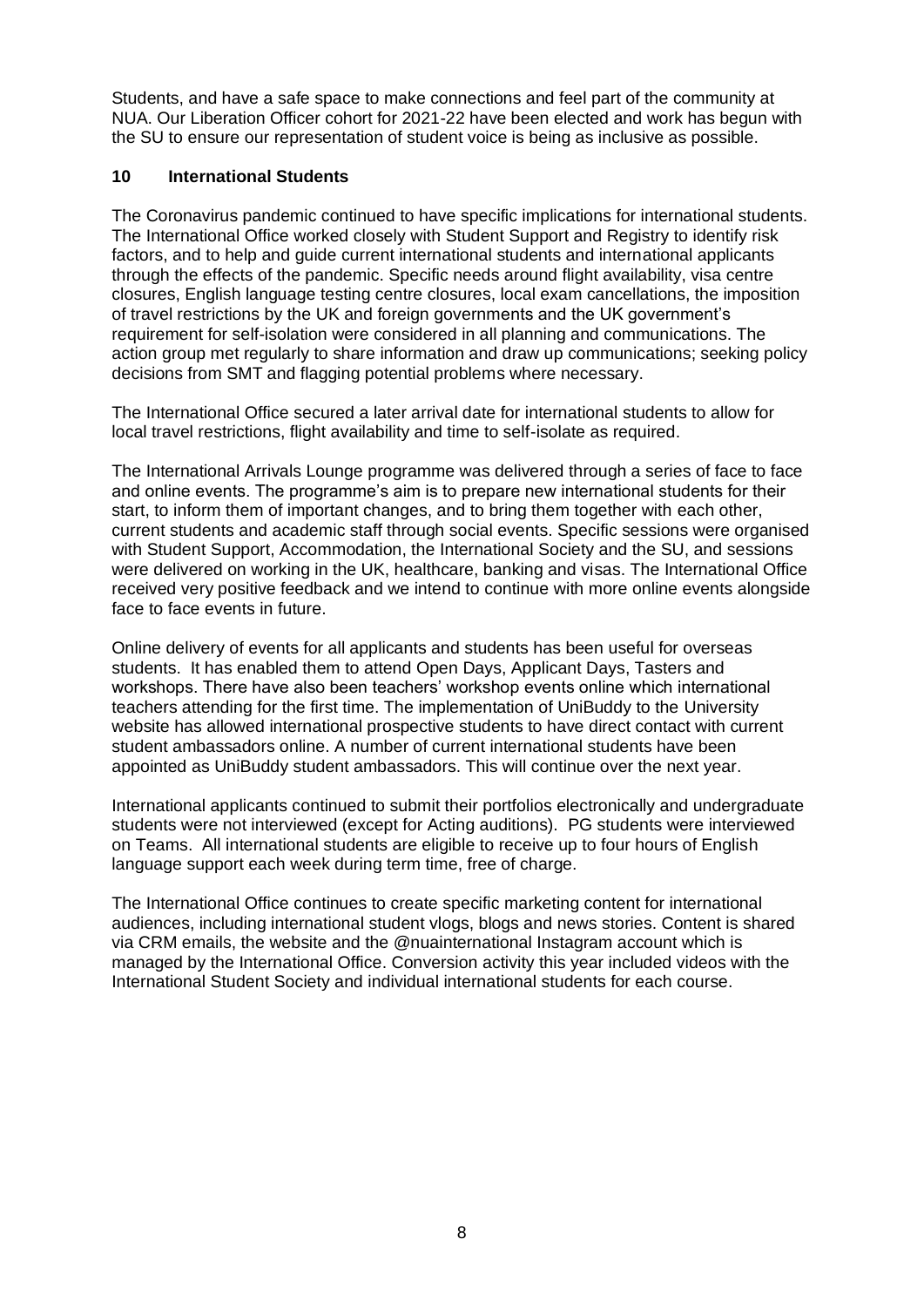Students, and have a safe space to make connections and feel part of the community at NUA. Our Liberation Officer cohort for 2021-22 have been elected and work has begun with the SU to ensure our representation of student voice is being as inclusive as possible.

## 10 International Students

The Coronavirus pandemic continued to have specific implications for international students. The International Office worked closely with Student Support and Registry to identify risk factors, and to help and guide current international students and international applicants through the effects of the pandemic. Specific needs around flight availability, visa centre closures, English language testing centre closures, local exam cancellations, the imposition of travel restrictions by the UK and foreign governments and the UK government's requirement for self-isolation were considered in all planning and communications. The action group met regularly to share information and draw up communications; seeking policy decisions from SMT and flagging potential problems where necessary.

The International Office secured a later arrival date for international students to allow for local travel restrictions, flight availability and time to self-isolate as required.

The International Arrivals Lounge programme was delivered through a series of face to face and online events. The programme's aim is to prepare new international students for their start, to inform them of important changes, and to bring them together with each other, current students and academic staff through social events. Specific sessions were organised with Student Support, Accommodation, the International Society and the SU, and sessions were delivered on working in the UK, healthcare, banking and visas. The International Office received very positive feedback and we intend to continue with more online events alongside face to face events in future.

Online delivery of events for all applicants and students has been useful for overseas students. It has enabled them to attend Open Days, Applicant Days, Tasters and workshops. There have also been teachers' workshop events online which international teachers attending for the first time. The implementation of UniBuddy to the University website has allowed international prospective students to have direct contact with current student ambassadors online. A number of current international students have been appointed as UniBuddy student ambassadors. This will continue over the next year.

International applicants continued to submit their portfolios electronically and undergraduate students were not interviewed (except for Acting auditions). PG students were interviewed on Teams. All international students are eligible to receive up to four hours of English language support each week during term time, free of charge.

The International Office continues to create specific marketing content for international audiences, including international student vlogs, blogs and news stories. Content is shared via CRM emails, the website and the @nuainternational Instagram account which is managed by the International Office. Conversion activity this year included videos with the International Student Society and individual international students for each course.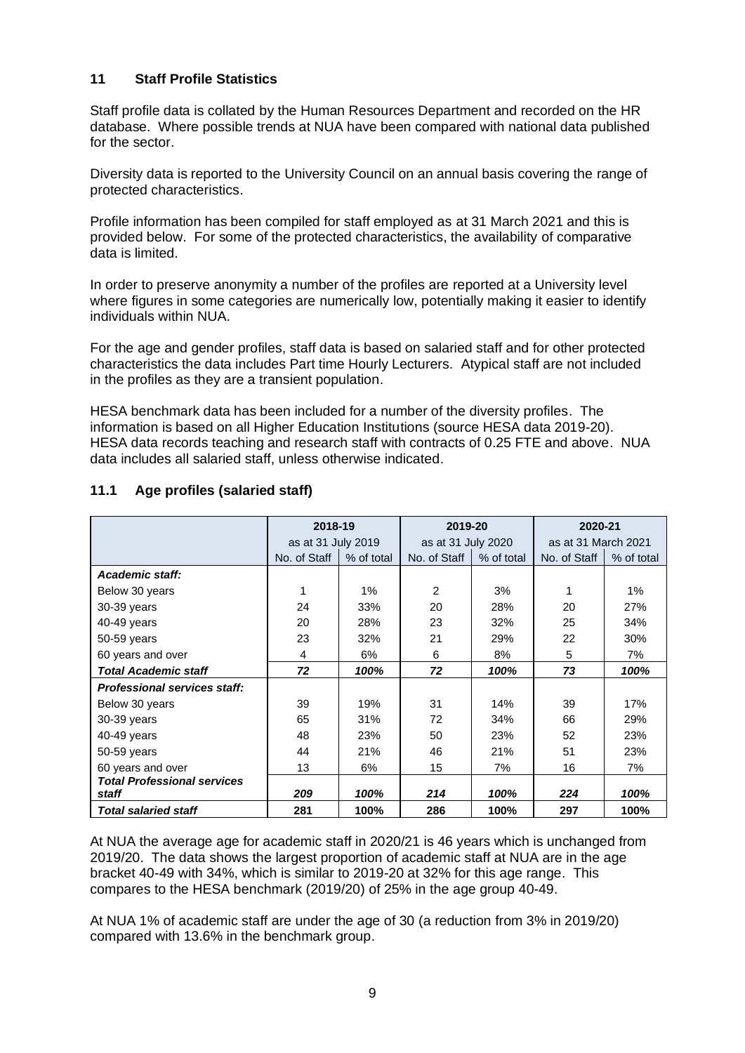## 11 Staff Profile Statistics

Staff profile data is collated by the Human Resources Department and recorded on the HR database. Where possible trends at NUA have been compared with national data published for the sector.

Diversity data is reported to the University Council on an annual basis covering the range of protected characteristics.

Profile information has been compiled for staff employed as at 31 March 2021 and this is provided below. For some of the protected characteristics, the availability of comparative data is limited.

In order to preserve anonymity a number of the profiles are reported at a University level where figures in some categories are numerically low, potentially making it easier to identify individuals within NUA.

For the age and gender profiles, staff data is based on salaried staff and for other protected characteristics the data includes Part time Hourly Lecturers. Atypical staff are not included in the profiles as they are a transient population.

HESA benchmark data has been included for a number of the diversity profiles. The information is based on all Higher Education Institutions (source HESA data 2019-20). HESA data records teaching and research staff with contracts of 0.25 FTE and above. NUA data includes all salaried staff, unless otherwise indicated.

### 11.1 Age profiles (salaried staff)

| | 2018-19 | | 2019-20 | | 2020-21 | |
|---|---|---|---|---|---|---|
| | as at 31 July 2019 | | as at 31 July 2020 | | as at 31 March 2021 | |
| | No. of Staff | % of total | No. of Staff | % of total | No. of Staff | % of total |
| ***Academic staff:*** | | | | | | |
| Below 30 years | 1 | 1% | 2 | 3% | 1 | 1% |
| 30-39 years | 24 | 33% | 20 | 28% | 20 | 27% |
| 40-49 years | 20 | 28% | 23 | 32% | 25 | 34% |
| 50-59 years | 23 | 32% | 21 | 29% | 22 | 30% |
| 60 years and over | 4 | 6% | 6 | 8% | 5 | 7% |
| ***Total Academic staff*** | ***72*** | ***100%*** | ***72*** | ***100%*** | ***73*** | ***100%*** |
| ***Professional services staff:*** | | | | | | |
| Below 30 years | 39 | 19% | 31 | 14% | 39 | 17% |
| 30-39 years | 65 | 31% | 72 | 34% | 66 | 29% |
| 40-49 years | 48 | 23% | 50 | 23% | 52 | 23% |
| 50-59 years | 44 | 21% | 46 | 21% | 51 | 23% |
| 60 years and over | 13 | 6% | 15 | 7% | 16 | 7% |
| ***Total Professional services staff*** | ***209*** | ***100%*** | ***214*** | ***100%*** | ***224*** | ***100%*** |
| ***Total salaried staff*** | **281** | **100%** | **286** | **100%** | **297** | **100%** |

At NUA the average age for academic staff in 2020/21 is 46 years which is unchanged from 2019/20. The data shows the largest proportion of academic staff at NUA are in the age bracket 40-49 with 34%, which is similar to 2019-20 at 32% for this age range. This compares to the HESA benchmark (2019/20) of 25% in the age group 40-49.

At NUA 1% of academic staff are under the age of 30 (a reduction from 3% in 2019/20) compared with 13.6% in the benchmark group.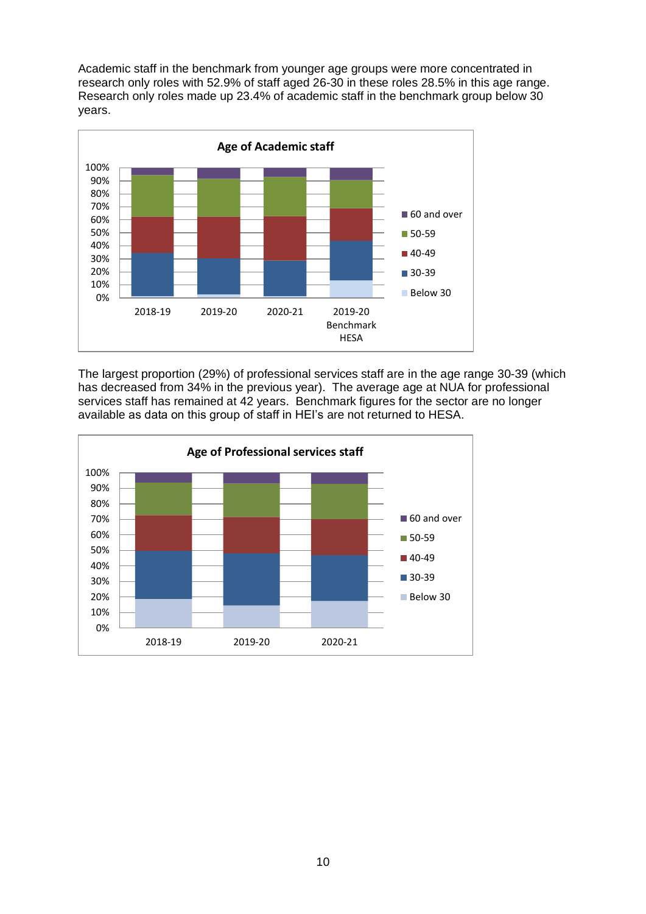Academic staff in the benchmark from younger age groups were more concentrated in research only roles with 52.9% of staff aged 26-30 in these roles 28.5% in this age range. Research only roles made up 23.4% of academic staff in the benchmark group below 30 years.

**Age of Academic staff**

The largest proportion (29%) of professional services staff are in the age range 30-39 (which has decreased from 34% in the previous year). The average age at NUA for professional services staff has remained at 42 years. Benchmark figures for the sector are no longer available as data on this group of staff in HEI's are not returned to HESA.

**Age of Professional services staff**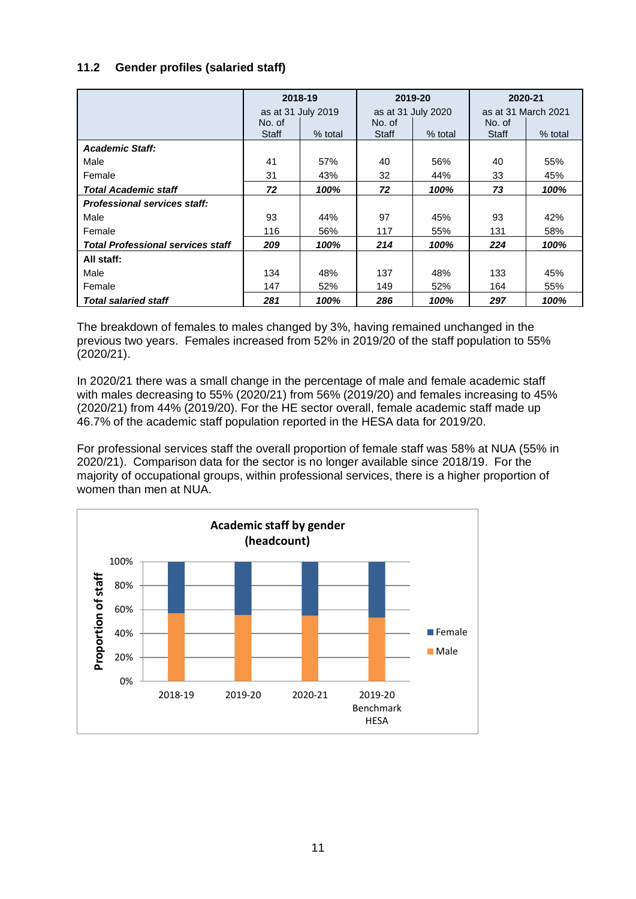### 11.2 Gender profiles (salaried staff)

| | 2018-19 as at 31 July 2019 | | 2019-20 as at 31 July 2020 | | 2020-21 as at 31 March 2021 | |
|---|---|---|---|---|---|---|
| | No. of Staff | % total | No. of Staff | % total | No. of Staff | % total |
| ***Academic Staff:*** | | | | | | |
| Male | 41 | 57% | 40 | 56% | 40 | 55% |
| Female | 31 | 43% | 32 | 44% | 33 | 45% |
| ***Total Academic staff*** | ***72*** | ***100%*** | ***72*** | ***100%*** | ***73*** | ***100%*** |
| ***Professional services staff:*** | | | | | | |
| Male | 93 | 44% | 97 | 45% | 93 | 42% |
| Female | 116 | 56% | 117 | 55% | 131 | 58% |
| ***Total Professional services staff*** | ***209*** | ***100%*** | ***214*** | ***100%*** | ***224*** | ***100%*** |
| **All staff:** | | | | | | |
| Male | 134 | 48% | 137 | 48% | 133 | 45% |
| Female | 147 | 52% | 149 | 52% | 164 | 55% |
| ***Total salaried staff*** | ***281*** | ***100%*** | ***286*** | ***100%*** | ***297*** | ***100%*** |

The breakdown of females to males changed by 3%, having remained unchanged in the previous two years. Females increased from 52% in 2019/20 of the staff population to 55% (2020/21).

In 2020/21 there was a small change in the percentage of male and female academic staff with males decreasing to 55% (2020/21) from 56% (2019/20) and females increasing to 45% (2020/21) from 44% (2019/20). For the HE sector overall, female academic staff made up 46.7% of the academic staff population reported in the HESA data for 2019/20.

For professional services staff the overall proportion of female staff was 58% at NUA (55% in 2020/21). Comparison data for the sector is no longer available since 2018/19. For the majority of occupational groups, within professional services, there is a higher proportion of women than men at NUA.

**Academic staff by gender (headcount)**

| | 2018-19 | 2019-20 | 2020-21 | 2019-20 Benchmark HESA |
|---|---|---|---|---|
| Male | 57% | 56% | 55% | 53% |
| Female | 43% | 44% | 45% | 47% |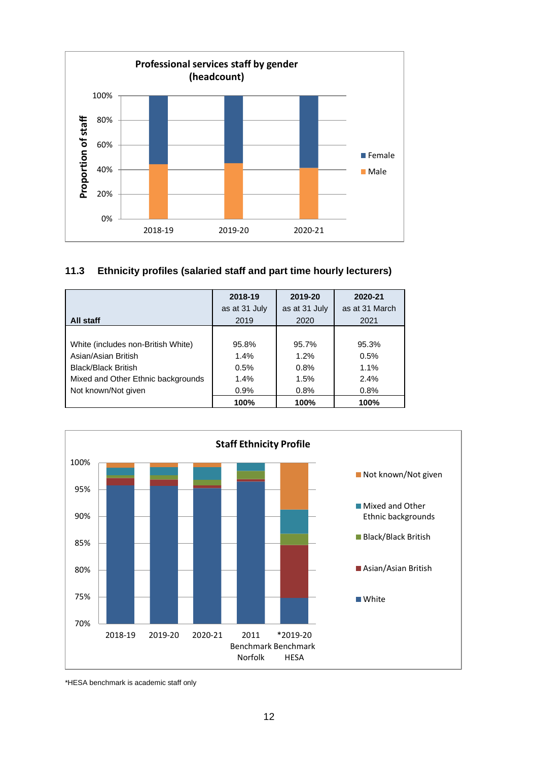**Professional services staff by gender (headcount)**

## 11.3 Ethnicity profiles (salaried staff and part time hourly lecturers)

| All staff | 2018-19 as at 31 July 2019 | 2019-20 as at 31 July 2020 | 2020-21 as at 31 March 2021 |
|---|---|---|---|
| White (includes non-British White) | 95.8% | 95.7% | 95.3% |
| Asian/Asian British | 1.4% | 1.2% | 0.5% |
| Black/Black British | 0.5% | 0.8% | 1.1% |
| Mixed and Other Ethnic backgrounds | 1.4% | 1.5% | 2.4% |
| Not known/Not given | 0.9% | 0.8% | 0.8% |
| | **100%** | **100%** | **100%** |

**Staff Ethnicity Profile**

*HESA benchmark is academic staff only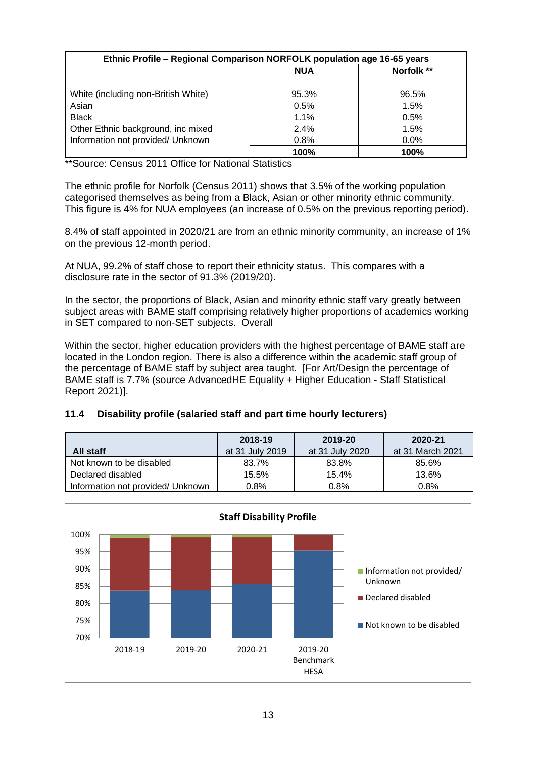| Ethnic Profile – Regional Comparison NORFOLK population age 16-65 years | | |
|---|---|---|
| | **NUA** | **Norfolk \*\*** |
| White (including non-British White) | 95.3% | 96.5% |
| Asian | 0.5% | 1.5% |
| Black | 1.1% | 0.5% |
| Other Ethnic background, inc mixed | 2.4% | 1.5% |
| Information not provided/ Unknown | 0.8% | 0.0% |
| | **100%** | **100%** |

**Source: Census 2011 Office for National Statistics

The ethnic profile for Norfolk (Census 2011) shows that 3.5% of the working population categorised themselves as being from a Black, Asian or other minority ethnic community. This figure is 4% for NUA employees (an increase of 0.5% on the previous reporting period).

8.4% of staff appointed in 2020/21 are from an ethnic minority community, an increase of 1% on the previous 12-month period.

At NUA, 99.2% of staff chose to report their ethnicity status. This compares with a disclosure rate in the sector of 91.3% (2019/20).

In the sector, the proportions of Black, Asian and minority ethnic staff vary greatly between subject areas with BAME staff comprising relatively higher proportions of academics working in SET compared to non-SET subjects. Overall

Within the sector, higher education providers with the highest percentage of BAME staff are located in the London region. There is also a difference within the academic staff group of the percentage of BAME staff by subject area taught. [For Art/Design the percentage of BAME staff is 7.7% (source AdvancedHE Equality + Higher Education - Staff Statistical Report 2021)].

### 11.4 Disability profile (salaried staff and part time hourly lecturers)

| All staff | 2018-19 at 31 July 2019 | 2019-20 at 31 July 2020 | 2020-21 at 31 March 2021 |
|---|---|---|---|
| Not known to be disabled | 83.7% | 83.8% | 85.6% |
| Declared disabled | 15.5% | 15.4% | 13.6% |
| Information not provided/ Unknown | 0.8% | 0.8% | 0.8% |

**Staff Disability Profile**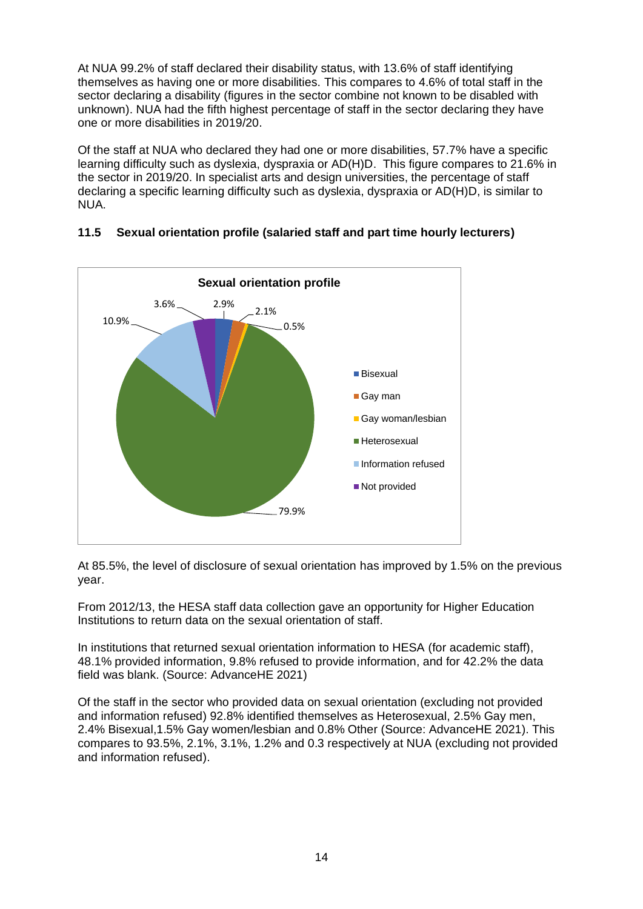At NUA 99.2% of staff declared their disability status, with 13.6% of staff identifying themselves as having one or more disabilities. This compares to 4.6% of total staff in the sector declaring a disability (figures in the sector combine not known to be disabled with unknown). NUA had the fifth highest percentage of staff in the sector declaring they have one or more disabilities in 2019/20.

Of the staff at NUA who declared they had one or more disabilities, 57.7% have a specific learning difficulty such as dyslexia, dyspraxia or AD(H)D. This figure compares to 21.6% in the sector in 2019/20. In specialist arts and design universities, the percentage of staff declaring a specific learning difficulty such as dyslexia, dyspraxia or AD(H)D, is similar to NUA.

### 11.5 Sexual orientation profile (salaried staff and part time hourly lecturers)

**Sexual orientation profile**

| Category | Percentage |
|---|---|
| Bisexual | 2.9% |
| Gay man | 2.1% |
| Gay woman/lesbian | 0.5% |
| Heterosexual | 79.9% |
| Information refused | 10.9% |
| Not provided | 3.6% |

At 85.5%, the level of disclosure of sexual orientation has improved by 1.5% on the previous year.

From 2012/13, the HESA staff data collection gave an opportunity for Higher Education Institutions to return data on the sexual orientation of staff.

In institutions that returned sexual orientation information to HESA (for academic staff), 48.1% provided information, 9.8% refused to provide information, and for 42.2% the data field was blank. (Source: AdvanceHE 2021)

Of the staff in the sector who provided data on sexual orientation (excluding not provided and information refused) 92.8% identified themselves as Heterosexual, 2.5% Gay men, 2.4% Bisexual,1.5% Gay women/lesbian and 0.8% Other (Source: AdvanceHE 2021). This compares to 93.5%, 2.1%, 3.1%, 1.2% and 0.3 respectively at NUA (excluding not provided and information refused).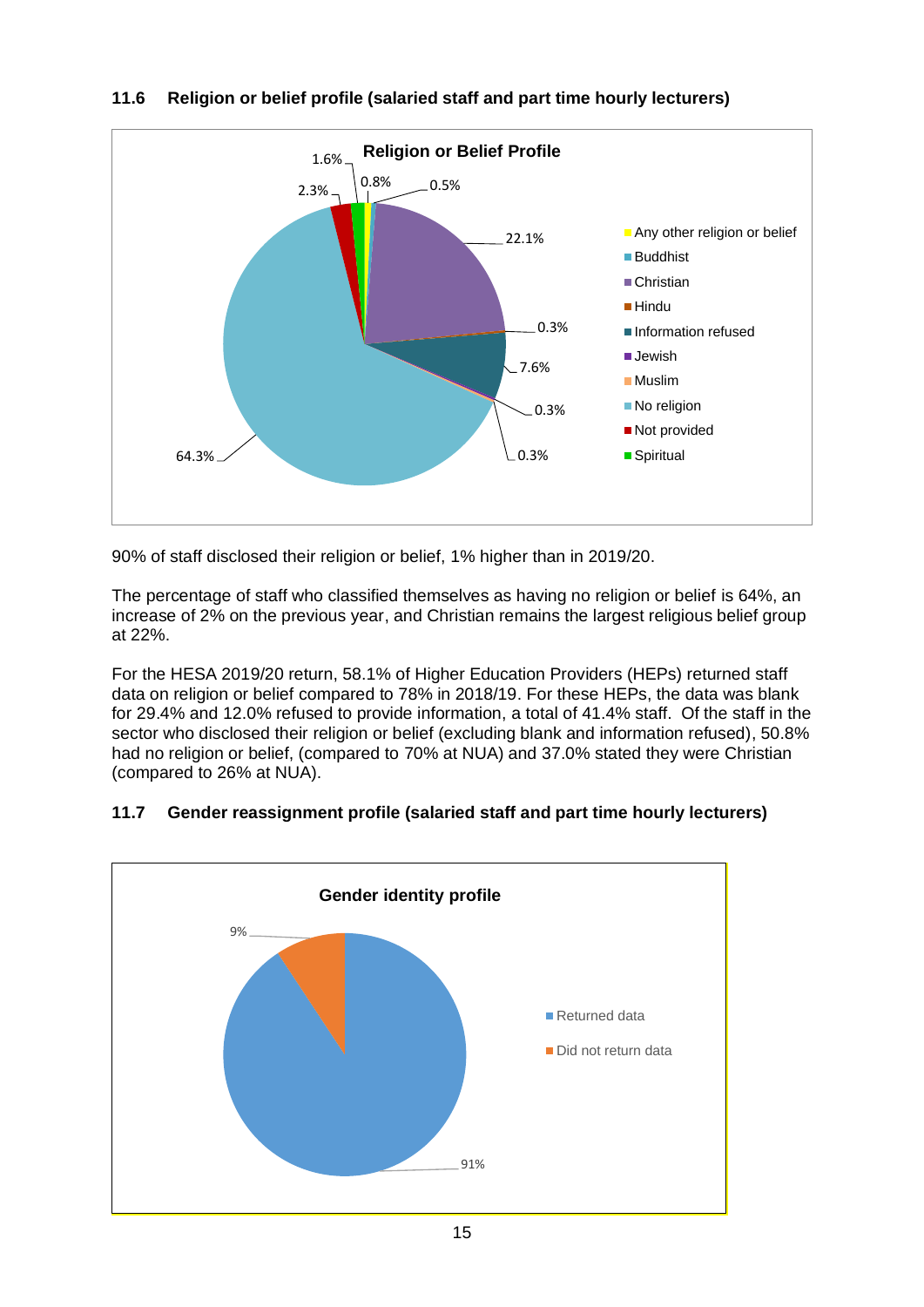### 11.6 Religion or belief profile (salaried staff and part time hourly lecturers)

90% of staff disclosed their religion or belief, 1% higher than in 2019/20.

The percentage of staff who classified themselves as having no religion or belief is 64%, an increase of 2% on the previous year, and Christian remains the largest religious belief group at 22%.

For the HESA 2019/20 return, 58.1% of Higher Education Providers (HEPs) returned staff data on religion or belief compared to 78% in 2018/19. For these HEPs, the data was blank for 29.4% and 12.0% refused to provide information, a total of 41.4% staff. Of the staff in the sector who disclosed their religion or belief (excluding blank and information refused), 50.8% had no religion or belief, (compared to 70% at NUA) and 37.0% stated they were Christian (compared to 26% at NUA).

### 11.7 Gender reassignment profile (salaried staff and part time hourly lecturers)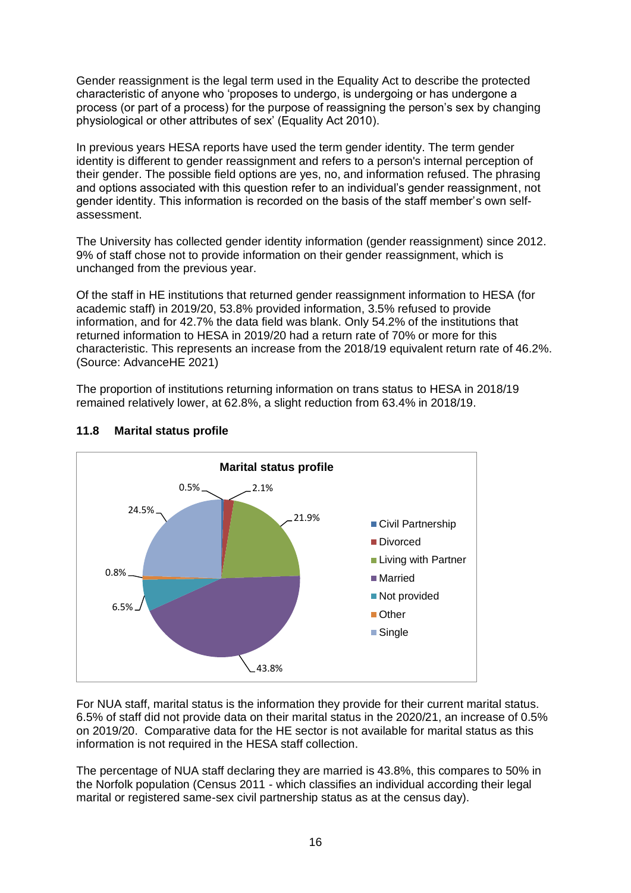Gender reassignment is the legal term used in the Equality Act to describe the protected characteristic of anyone who 'proposes to undergo, is undergoing or has undergone a process (or part of a process) for the purpose of reassigning the person's sex by changing physiological or other attributes of sex' (Equality Act 2010).

In previous years HESA reports have used the term gender identity. The term gender identity is different to gender reassignment and refers to a person's internal perception of their gender. The possible field options are yes, no, and information refused. The phrasing and options associated with this question refer to an individual's gender reassignment, not gender identity. This information is recorded on the basis of the staff member's own self-assessment.

The University has collected gender identity information (gender reassignment) since 2012. 9% of staff chose not to provide information on their gender reassignment, which is unchanged from the previous year.

Of the staff in HE institutions that returned gender reassignment information to HESA (for academic staff) in 2019/20, 53.8% provided information, 3.5% refused to provide information, and for 42.7% the data field was blank. Only 54.2% of the institutions that returned information to HESA in 2019/20 had a return rate of 70% or more for this characteristic. This represents an increase from the 2018/19 equivalent return rate of 46.2%. (Source: AdvanceHE 2021)

The proportion of institutions returning information on trans status to HESA in 2018/19 remained relatively lower, at 62.8%, a slight reduction from 63.4% in 2018/19.

### 11.8 Marital status profile

**Marital status profile**

| Marital status | % |
|---|---|
| Civil Partnership | 0.5% |
| Divorced | 2.1% |
| Living with Partner | 21.9% |
| Married | 43.8% |
| Not provided | 6.5% |
| Other | 0.8% |
| Single | 24.5% |

For NUA staff, marital status is the information they provide for their current marital status. 6.5% of staff did not provide data on their marital status in the 2020/21, an increase of 0.5% on 2019/20. Comparative data for the HE sector is not available for marital status as this information is not required in the HESA staff collection.

The percentage of NUA staff declaring they are married is 43.8%, this compares to 50% in the Norfolk population (Census 2011 - which classifies an individual according their legal marital or registered same-sex civil partnership status as at the census day).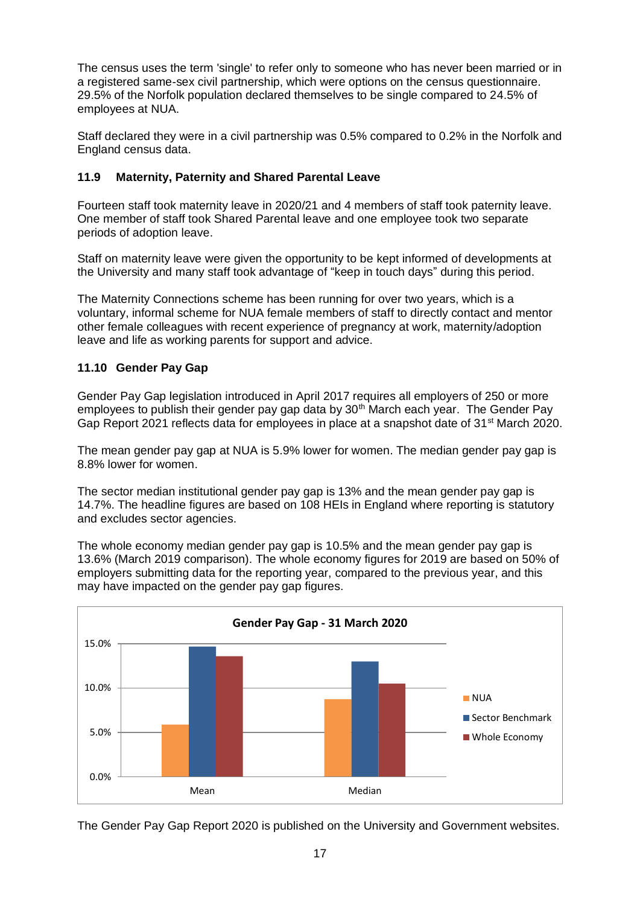The census uses the term 'single' to refer only to someone who has never been married or in a registered same-sex civil partnership, which were options on the census questionnaire. 29.5% of the Norfolk population declared themselves to be single compared to 24.5% of employees at NUA.

Staff declared they were in a civil partnership was 0.5% compared to 0.2% in the Norfolk and England census data.

### 11.9 Maternity, Paternity and Shared Parental Leave

Fourteen staff took maternity leave in 2020/21 and 4 members of staff took paternity leave. One member of staff took Shared Parental leave and one employee took two separate periods of adoption leave.

Staff on maternity leave were given the opportunity to be kept informed of developments at the University and many staff took advantage of "keep in touch days" during this period.

The Maternity Connections scheme has been running for over two years, which is a voluntary, informal scheme for NUA female members of staff to directly contact and mentor other female colleagues with recent experience of pregnancy at work, maternity/adoption leave and life as working parents for support and advice.

### 11.10 Gender Pay Gap

Gender Pay Gap legislation introduced in April 2017 requires all employers of 250 or more employees to publish their gender pay gap data by 30th March each year. The Gender Pay Gap Report 2021 reflects data for employees in place at a snapshot date of 31st March 2020.

The mean gender pay gap at NUA is 5.9% lower for women. The median gender pay gap is 8.8% lower for women.

The sector median institutional gender pay gap is 13% and the mean gender pay gap is 14.7%. The headline figures are based on 108 HEIs in England where reporting is statutory and excludes sector agencies.

The whole economy median gender pay gap is 10.5% and the mean gender pay gap is 13.6% (March 2019 comparison). The whole economy figures for 2019 are based on 50% of employers submitting data for the reporting year, compared to the previous year, and this may have impacted on the gender pay gap figures.

**Gender Pay Gap - 31 March 2020**

| | NUA | Sector Benchmark | Whole Economy |
|---|---|---|---|
| Mean | 5.9% | 14.7% | 13.6% |
| Median | 8.8% | 13% | 10.5% |

The Gender Pay Gap Report 2020 is published on the University and Government websites.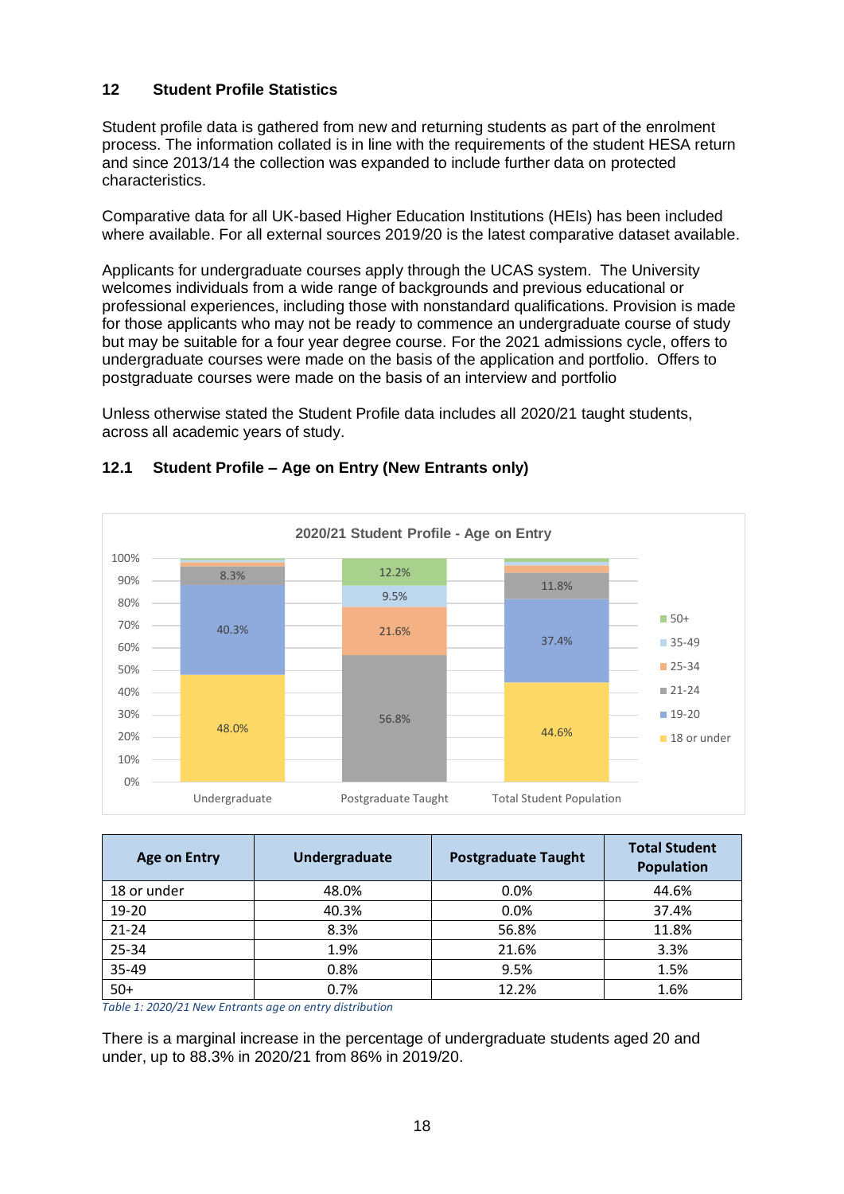## 12 Student Profile Statistics

Student profile data is gathered from new and returning students as part of the enrolment process. The information collated is in line with the requirements of the student HESA return and since 2013/14 the collection was expanded to include further data on protected characteristics.

Comparative data for all UK-based Higher Education Institutions (HEIs) has been included where available. For all external sources 2019/20 is the latest comparative dataset available.

Applicants for undergraduate courses apply through the UCAS system. The University welcomes individuals from a wide range of backgrounds and previous educational or professional experiences, including those with nonstandard qualifications. Provision is made for those applicants who may not be ready to commence an undergraduate course of study but may be suitable for a four year degree course. For the 2021 admissions cycle, offers to undergraduate courses were made on the basis of the application and portfolio. Offers to postgraduate courses were made on the basis of an interview and portfolio

Unless otherwise stated the Student Profile data includes all 2020/21 taught students, across all academic years of study.

### 12.1 Student Profile – Age on Entry (New Entrants only)

| Age on Entry | Undergraduate | Postgraduate Taught | Total Student Population |
|---|---|---|---|
| 18 or under | 48.0% | 0.0% | 44.6% |
| 19-20 | 40.3% | 0.0% | 37.4% |
| 21-24 | 8.3% | 56.8% | 11.8% |
| 25-34 | 1.9% | 21.6% | 3.3% |
| 35-49 | 0.8% | 9.5% | 1.5% |
| 50+ | 0.7% | 12.2% | 1.6% |

*Table 1: 2020/21 New Entrants age on entry distribution*

There is a marginal increase in the percentage of undergraduate students aged 20 and under, up to 88.3% in 2020/21 from 86% in 2019/20.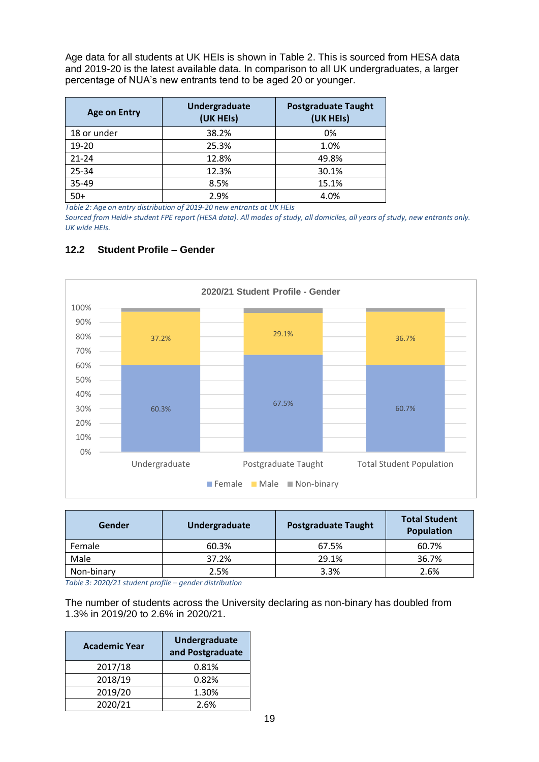Age data for all students at UK HEIs is shown in Table 2. This is sourced from HESA data and 2019-20 is the latest available data. In comparison to all UK undergraduates, a larger percentage of NUA's new entrants tend to be aged 20 or younger.

| Age on Entry | Undergraduate (UK HEIs) | Postgraduate Taught (UK HEIs) |
|---|---|---|
| 18 or under | 38.2% | 0% |
| 19-20 | 25.3% | 1.0% |
| 21-24 | 12.8% | 49.8% |
| 25-34 | 12.3% | 30.1% |
| 35-49 | 8.5% | 15.1% |
| 50+ | 2.9% | 4.0% |

*Table 2: Age on entry distribution of 2019-20 new entrants at UK HEIs*

*Sourced from Heidi+ student FPE report (HESA data). All modes of study, all domiciles, all years of study, new entrants only. UK wide HEIs.*

### 12.2 Student Profile – Gender

**2020/21 Student Profile - Gender**

| | Undergraduate | Postgraduate Taught | Total Student Population |
|---|---|---|---|
| Female | 60.3% | 67.5% | 60.7% |
| Male | 37.2% | 29.1% | 36.7% |
| Non-binary | | | |

| Gender | Undergraduate | Postgraduate Taught | Total Student Population |
|---|---|---|---|
| Female | 60.3% | 67.5% | 60.7% |
| Male | 37.2% | 29.1% | 36.7% |
| Non-binary | 2.5% | 3.3% | 2.6% |

*Table 3: 2020/21 student profile – gender distribution*

The number of students across the University declaring as non-binary has doubled from 1.3% in 2019/20 to 2.6% in 2020/21.

| Academic Year | Undergraduate and Postgraduate |
|---|---|
| 2017/18 | 0.81% |
| 2018/19 | 0.82% |
| 2019/20 | 1.30% |
| 2020/21 | 2.6% |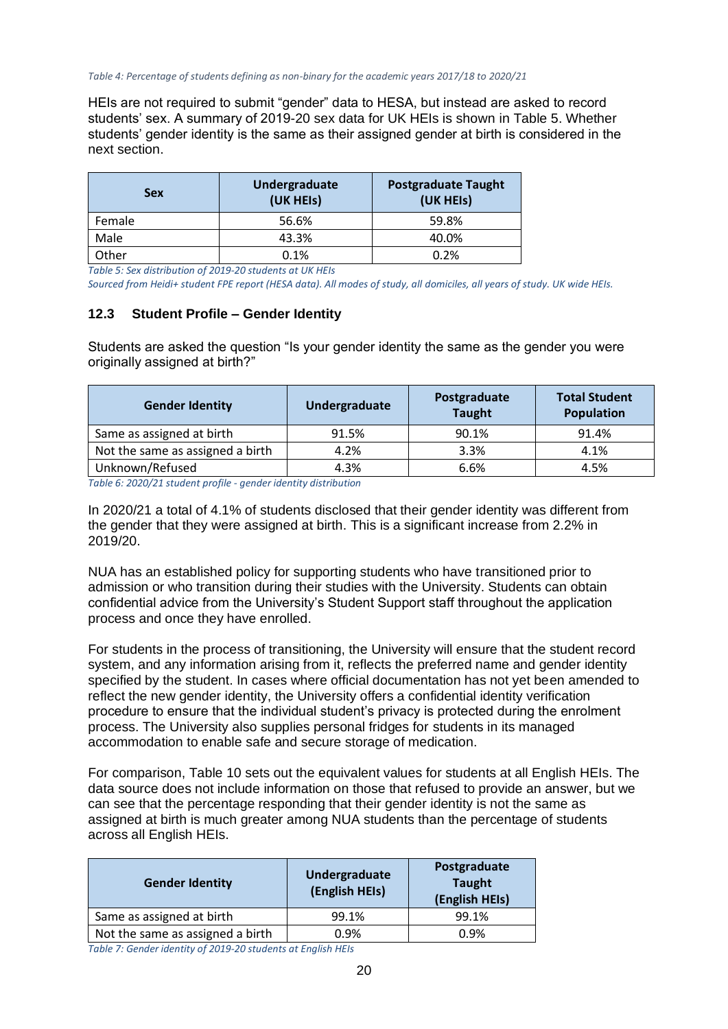*Table 4: Percentage of students defining as non-binary for the academic years 2017/18 to 2020/21*

HEIs are not required to submit "gender" data to HESA, but instead are asked to record students' sex. A summary of 2019-20 sex data for UK HEIs is shown in Table 5. Whether students' gender identity is the same as their assigned gender at birth is considered in the next section.

| Sex | Undergraduate (UK HEIs) | Postgraduate Taught (UK HEIs) |
|---|---|---|
| Female | 56.6% | 59.8% |
| Male | 43.3% | 40.0% |
| Other | 0.1% | 0.2% |

*Table 5: Sex distribution of 2019-20 students at UK HEIs*

*Sourced from Heidi+ student FPE report (HESA data). All modes of study, all domiciles, all years of study. UK wide HEIs.*

### 12.3 Student Profile – Gender Identity

Students are asked the question "Is your gender identity the same as the gender you were originally assigned at birth?"

| Gender Identity | Undergraduate | Postgraduate Taught | Total Student Population |
|---|---|---|---|
| Same as assigned at birth | 91.5% | 90.1% | 91.4% |
| Not the same as assigned a birth | 4.2% | 3.3% | 4.1% |
| Unknown/Refused | 4.3% | 6.6% | 4.5% |

*Table 6: 2020/21 student profile - gender identity distribution*

In 2020/21 a total of 4.1% of students disclosed that their gender identity was different from the gender that they were assigned at birth. This is a significant increase from 2.2% in 2019/20.

NUA has an established policy for supporting students who have transitioned prior to admission or who transition during their studies with the University. Students can obtain confidential advice from the University's Student Support staff throughout the application process and once they have enrolled.

For students in the process of transitioning, the University will ensure that the student record system, and any information arising from it, reflects the preferred name and gender identity specified by the student. In cases where official documentation has not yet been amended to reflect the new gender identity, the University offers a confidential identity verification procedure to ensure that the individual student's privacy is protected during the enrolment process. The University also supplies personal fridges for students in its managed accommodation to enable safe and secure storage of medication.

For comparison, Table 10 sets out the equivalent values for students at all English HEIs. The data source does not include information on those that refused to provide an answer, but we can see that the percentage responding that their gender identity is not the same as assigned at birth is much greater among NUA students than the percentage of students across all English HEIs.

| Gender Identity | Undergraduate (English HEIs) | Postgraduate Taught (English HEIs) |
|---|---|---|
| Same as assigned at birth | 99.1% | 99.1% |
| Not the same as assigned a birth | 0.9% | 0.9% |

*Table 7: Gender identity of 2019-20 students at English HEIs*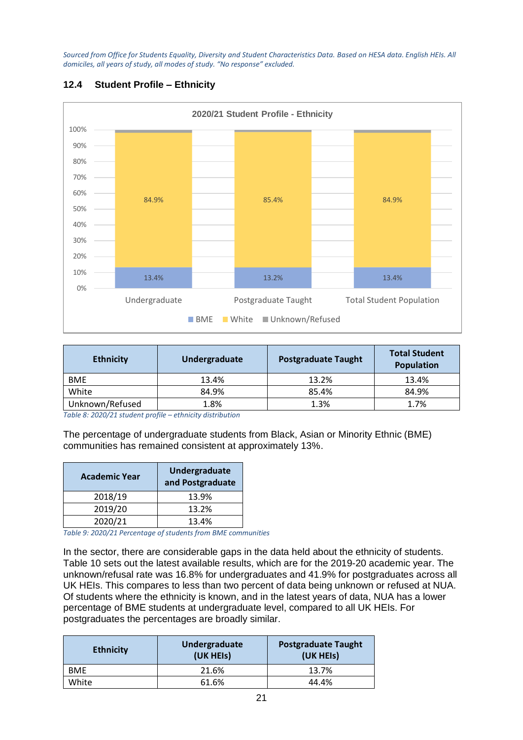*Sourced from Office for Students Equality, Diversity and Student Characteristics Data. Based on HESA data. English HEIs. All domiciles, all years of study, all modes of study. "No response" excluded.*

### 12.4 Student Profile – Ethnicity

| Ethnicity | Undergraduate | Postgraduate Taught | Total Student Population |
|---|---|---|---|
| BME | 13.4% | 13.2% | 13.4% |
| White | 84.9% | 85.4% | 84.9% |
| Unknown/Refused | 1.8% | 1.3% | 1.7% |

*Table 8: 2020/21 student profile – ethnicity distribution*

The percentage of undergraduate students from Black, Asian or Minority Ethnic (BME) communities has remained consistent at approximately 13%.

| Academic Year | Undergraduate and Postgraduate |
|---|---|
| 2018/19 | 13.9% |
| 2019/20 | 13.2% |
| 2020/21 | 13.4% |

*Table 9: 2020/21 Percentage of students from BME communities*

In the sector, there are considerable gaps in the data held about the ethnicity of students. Table 10 sets out the latest available results, which are for the 2019-20 academic year. The unknown/refusal rate was 16.8% for undergraduates and 41.9% for postgraduates across all UK HEIs. This compares to less than two percent of data being unknown or refused at NUA. Of students where the ethnicity is known, and in the latest years of data, NUA has a lower percentage of BME students at undergraduate level, compared to all UK HEIs. For postgraduates the percentages are broadly similar.

| Ethnicity | Undergraduate (UK HEIs) | Postgraduate Taught (UK HEIs) |
|---|---|---|
| BME | 21.6% | 13.7% |
| White | 61.6% | 44.4% |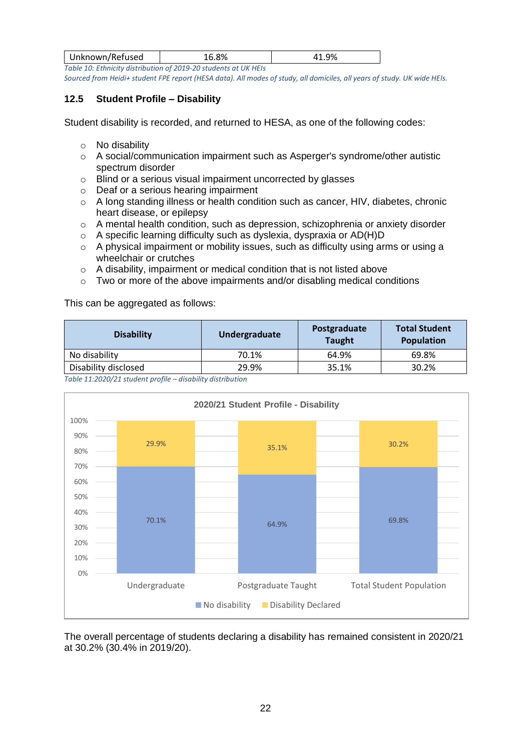| Unknown/Refused | 16.8% | 41.9% |
|---|---|---|

*Table 10: Ethnicity distribution of 2019-20 students at UK HEIs*
*Sourced from Heidi+ student FPE report (HESA data). All modes of study, all domiciles, all years of study. UK wide HEIs.*

## 12.5 Student Profile – Disability

Student disability is recorded, and returned to HESA, as one of the following codes:

- No disability
- A social/communication impairment such as Asperger's syndrome/other autistic spectrum disorder
- Blind or a serious visual impairment uncorrected by glasses
- Deaf or a serious hearing impairment
- A long standing illness or health condition such as cancer, HIV, diabetes, chronic heart disease, or epilepsy
- A mental health condition, such as depression, schizophrenia or anxiety disorder
- A specific learning difficulty such as dyslexia, dyspraxia or AD(H)D
- A physical impairment or mobility issues, such as difficulty using arms or using a wheelchair or crutches
- A disability, impairment or medical condition that is not listed above
- Two or more of the above impairments and/or disabling medical conditions

This can be aggregated as follows:

| Disability | Undergraduate | Postgraduate Taught | Total Student Population |
|---|---|---|---|
| No disability | 70.1% | 64.9% | 69.8% |
| Disability disclosed | 29.9% | 35.1% | 30.2% |

*Table 11:2020/21 student profile – disability distribution*

**2020/21 Student Profile - Disability**

| | Undergraduate | Postgraduate Taught | Total Student Population |
|---|---|---|---|
| No disability | 70.1% | 64.9% | 69.8% |
| Disability Declared | 29.9% | 35.1% | 30.2% |

The overall percentage of students declaring a disability has remained consistent in 2020/21 at 30.2% (30.4% in 2019/20).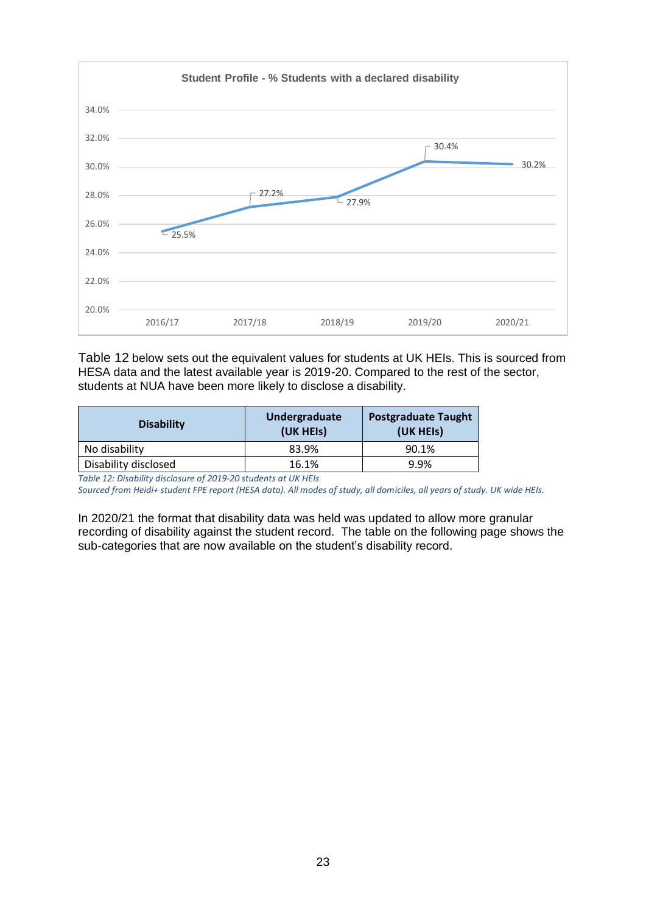**Student Profile - % Students with a declared disability**

| Year | % Students with a declared disability |
|---|---|
| 2016/17 | 25.5% |
| 2017/18 | 27.2% |
| 2018/19 | 27.9% |
| 2019/20 | 30.4% |
| 2020/21 | 30.2% |

Table 12 below sets out the equivalent values for students at UK HEIs. This is sourced from HESA data and the latest available year is 2019-20. Compared to the rest of the sector, students at NUA have been more likely to disclose a disability.

| Disability | Undergraduate (UK HEIs) | Postgraduate Taught (UK HEIs) |
|---|---|---|
| No disability | 83.9% | 90.1% |
| Disability disclosed | 16.1% | 9.9% |

*Table 12: Disability disclosure of 2019-20 students at UK HEIs*
*Sourced from Heidi+ student FPE report (HESA data). All modes of study, all domiciles, all years of study. UK wide HEIs.*

In 2020/21 the format that disability data was held was updated to allow more granular recording of disability against the student record. The table on the following page shows the sub-categories that are now available on the student's disability record.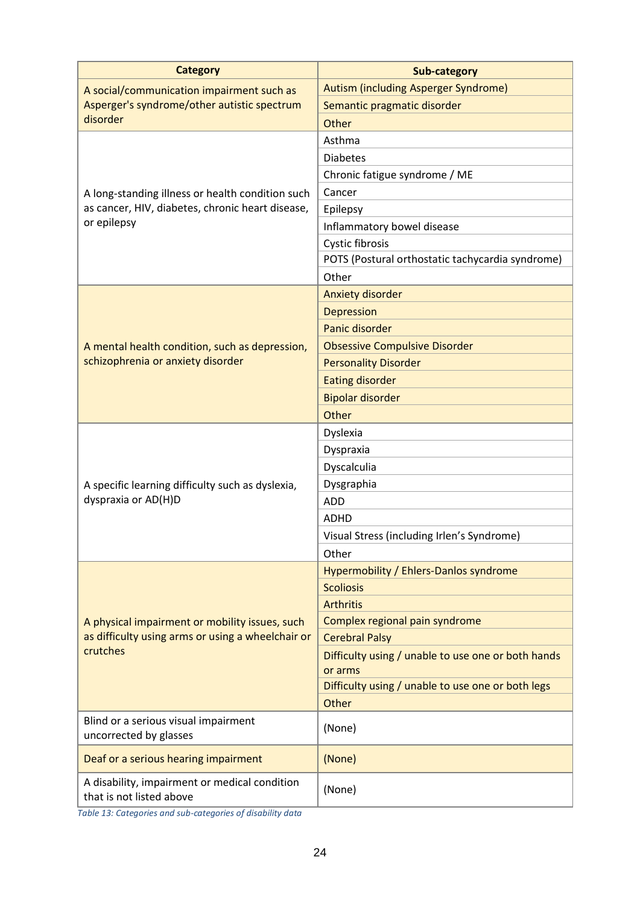| Category | Sub-category |
|---|---|
| A social/communication impairment such as Asperger's syndrome/other autistic spectrum disorder | Autism (including Asperger Syndrome) |
| | Semantic pragmatic disorder |
| | Other |
| A long-standing illness or health condition such as cancer, HIV, diabetes, chronic heart disease, or epilepsy | Asthma |
| | Diabetes |
| | Chronic fatigue syndrome / ME |
| | Cancer |
| | Epilepsy |
| | Inflammatory bowel disease |
| | Cystic fibrosis |
| | POTS (Postural orthostatic tachycardia syndrome) |
| | Other |
| A mental health condition, such as depression, schizophrenia or anxiety disorder | Anxiety disorder |
| | Depression |
| | Panic disorder |
| | Obsessive Compulsive Disorder |
| | Personality Disorder |
| | Eating disorder |
| | Bipolar disorder |
| | Other |
| A specific learning difficulty such as dyslexia, dyspraxia or AD(H)D | Dyslexia |
| | Dyspraxia |
| | Dyscalculia |
| | Dysgraphia |
| | ADD |
| | ADHD |
| | Visual Stress (including Irlen's Syndrome) |
| | Other |
| A physical impairment or mobility issues, such as difficulty using arms or using a wheelchair or crutches | Hypermobility / Ehlers-Danlos syndrome |
| | Scoliosis |
| | Arthritis |
| | Complex regional pain syndrome |
| | Cerebral Palsy |
| | Difficulty using / unable to use one or both hands or arms |
| | Difficulty using / unable to use one or both legs |
| | Other |
| Blind or a serious visual impairment uncorrected by glasses | (None) |
| Deaf or a serious hearing impairment | (None) |
| A disability, impairment or medical condition that is not listed above | (None) |

*Table 13: Categories and sub-categories of disability data*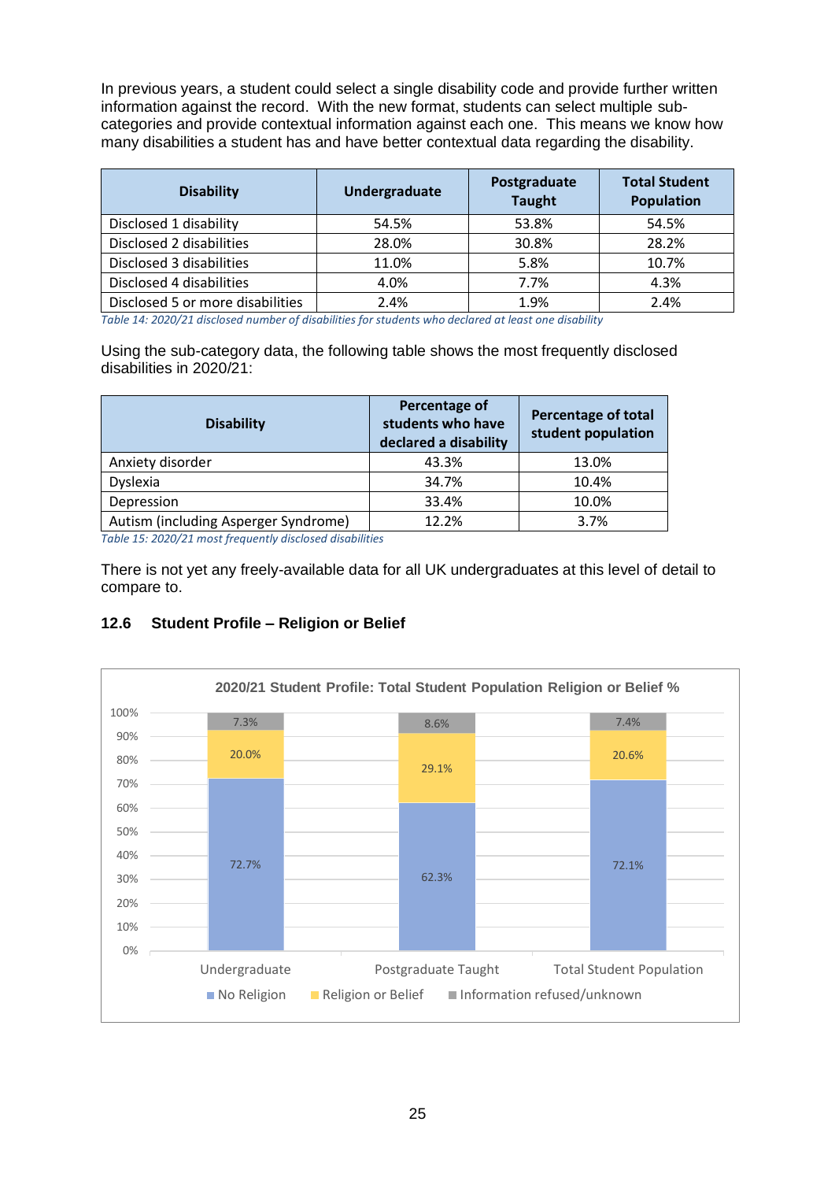In previous years, a student could select a single disability code and provide further written information against the record. With the new format, students can select multiple sub-categories and provide contextual information against each one. This means we know how many disabilities a student has and have better contextual data regarding the disability.

| Disability | Undergraduate | Postgraduate Taught | Total Student Population |
|---|---|---|---|
| Disclosed 1 disability | 54.5% | 53.8% | 54.5% |
| Disclosed 2 disabilities | 28.0% | 30.8% | 28.2% |
| Disclosed 3 disabilities | 11.0% | 5.8% | 10.7% |
| Disclosed 4 disabilities | 4.0% | 7.7% | 4.3% |
| Disclosed 5 or more disabilities | 2.4% | 1.9% | 2.4% |

*Table 14: 2020/21 disclosed number of disabilities for students who declared at least one disability*

Using the sub-category data, the following table shows the most frequently disclosed disabilities in 2020/21:

| Disability | Percentage of students who have declared a disability | Percentage of total student population |
|---|---|---|
| Anxiety disorder | 43.3% | 13.0% |
| Dyslexia | 34.7% | 10.4% |
| Depression | 33.4% | 10.0% |
| Autism (including Asperger Syndrome) | 12.2% | 3.7% |

*Table 15: 2020/21 most frequently disclosed disabilities*

There is not yet any freely-available data for all UK undergraduates at this level of detail to compare to.

### 12.6 Student Profile – Religion or Belief

**2020/21 Student Profile: Total Student Population Religion or Belief %**

| | No Religion | Religion or Belief | Information refused/unknown |
|---|---|---|---|
| Undergraduate | 72.7% | 20.0% | 7.3% |
| Postgraduate Taught | 62.3% | 29.1% | 8.6% |
| Total Student Population | 72.1% | 20.6% | 7.4% |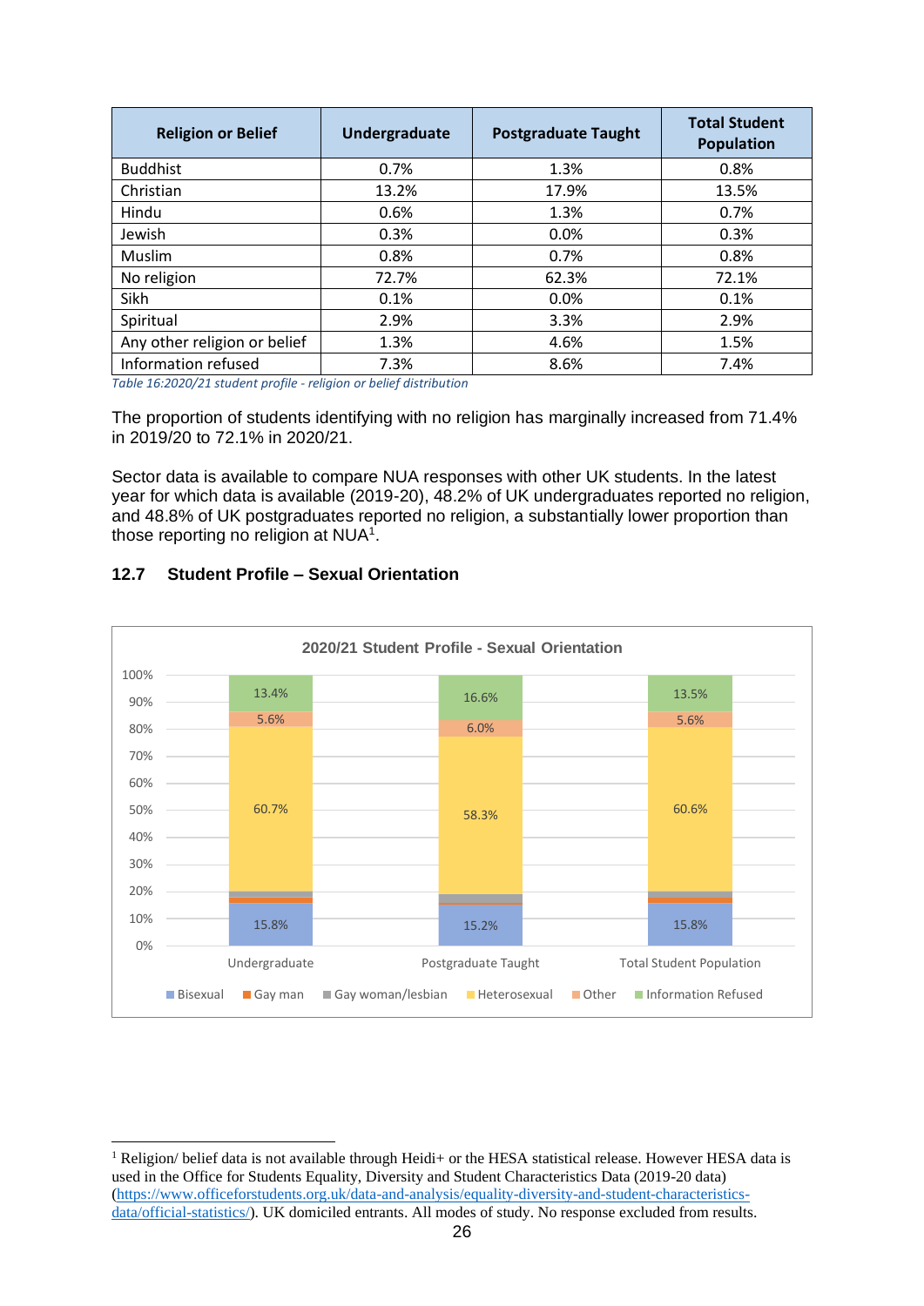| Religion or Belief | Undergraduate | Postgraduate Taught | Total Student Population |
|---|---|---|---|
| Buddhist | 0.7% | 1.3% | 0.8% |
| Christian | 13.2% | 17.9% | 13.5% |
| Hindu | 0.6% | 1.3% | 0.7% |
| Jewish | 0.3% | 0.0% | 0.3% |
| Muslim | 0.8% | 0.7% | 0.8% |
| No religion | 72.7% | 62.3% | 72.1% |
| Sikh | 0.1% | 0.0% | 0.1% |
| Spiritual | 2.9% | 3.3% | 2.9% |
| Any other religion or belief | 1.3% | 4.6% | 1.5% |
| Information refused | 7.3% | 8.6% | 7.4% |

*Table 16:2020/21 student profile - religion or belief distribution*

The proportion of students identifying with no religion has marginally increased from 71.4% in 2019/20 to 72.1% in 2020/21.

Sector data is available to compare NUA responses with other UK students. In the latest year for which data is available (2019-20), 48.2% of UK undergraduates reported no religion, and 48.8% of UK postgraduates reported no religion, a substantially lower proportion than those reporting no religion at NUA[1].

## 12.7 Student Profile – Sexual Orientation

**2020/21 Student Profile - Sexual Orientation**

| | Undergraduate | Postgraduate Taught | Total Student Population |
|---|---|---|---|
| Bisexual | 15.8% | 15.2% | 15.8% |
| Heterosexual | 60.7% | 58.3% | 60.6% |
| Other | 5.6% | 6.0% | 5.6% |
| Information Refused | 13.4% | 16.6% | 13.5% |

Legend: Bisexual, Gay man, Gay woman/lesbian, Heterosexual, Other, Information Refused

[1] Religion/ belief data is not available through Heidi+ or the HESA statistical release. However HESA data is used in the Office for Students Equality, Diversity and Student Characteristics Data (2019-20 data) (https://www.officeforstudents.org.uk/data-and-analysis/equality-diversity-and-student-characteristics-data/official-statistics/). UK domiciled entrants. All modes of study. No response excluded from results.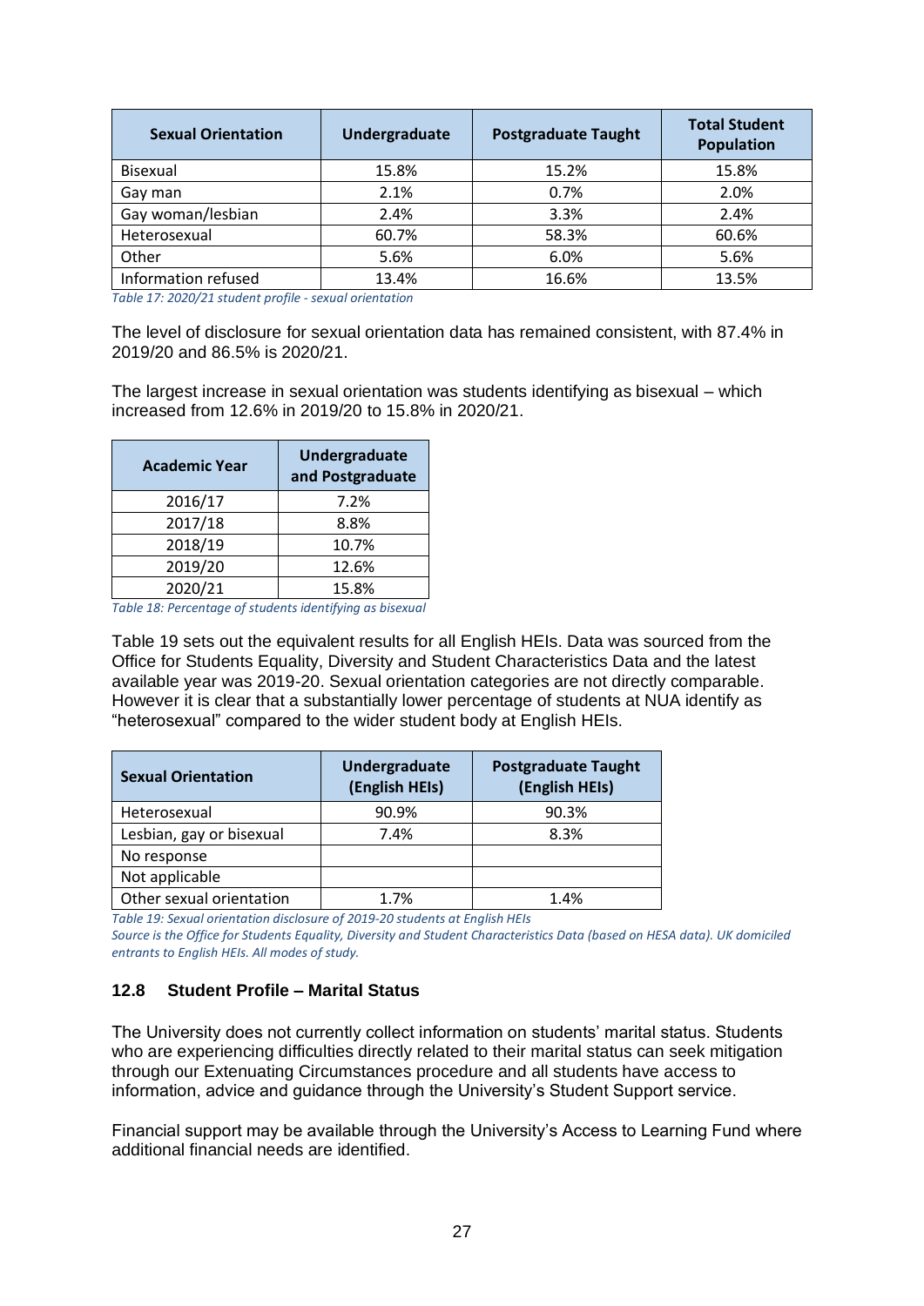| Sexual Orientation | Undergraduate | Postgraduate Taught | Total Student Population |
|---|---|---|---|
| Bisexual | 15.8% | 15.2% | 15.8% |
| Gay man | 2.1% | 0.7% | 2.0% |
| Gay woman/lesbian | 2.4% | 3.3% | 2.4% |
| Heterosexual | 60.7% | 58.3% | 60.6% |
| Other | 5.6% | 6.0% | 5.6% |
| Information refused | 13.4% | 16.6% | 13.5% |

*Table 17: 2020/21 student profile - sexual orientation*

The level of disclosure for sexual orientation data has remained consistent, with 87.4% in 2019/20 and 86.5% is 2020/21.

The largest increase in sexual orientation was students identifying as bisexual – which increased from 12.6% in 2019/20 to 15.8% in 2020/21.

| Academic Year | Undergraduate and Postgraduate |
|---|---|
| 2016/17 | 7.2% |
| 2017/18 | 8.8% |
| 2018/19 | 10.7% |
| 2019/20 | 12.6% |
| 2020/21 | 15.8% |

*Table 18: Percentage of students identifying as bisexual*

Table 19 sets out the equivalent results for all English HEIs. Data was sourced from the Office for Students Equality, Diversity and Student Characteristics Data and the latest available year was 2019-20. Sexual orientation categories are not directly comparable. However it is clear that a substantially lower percentage of students at NUA identify as "heterosexual" compared to the wider student body at English HEIs.

| Sexual Orientation | Undergraduate (English HEIs) | Postgraduate Taught (English HEIs) |
|---|---|---|
| Heterosexual | 90.9% | 90.3% |
| Lesbian, gay or bisexual | 7.4% | 8.3% |
| No response | | |
| Not applicable | | |
| Other sexual orientation | 1.7% | 1.4% |

*Table 19: Sexual orientation disclosure of 2019-20 students at English HEIs*
*Source is the Office for Students Equality, Diversity and Student Characteristics Data (based on HESA data). UK domiciled entrants to English HEIs. All modes of study.*

### 12.8 Student Profile – Marital Status

The University does not currently collect information on students' marital status. Students who are experiencing difficulties directly related to their marital status can seek mitigation through our Extenuating Circumstances procedure and all students have access to information, advice and guidance through the University's Student Support service.

Financial support may be available through the University's Access to Learning Fund where additional financial needs are identified.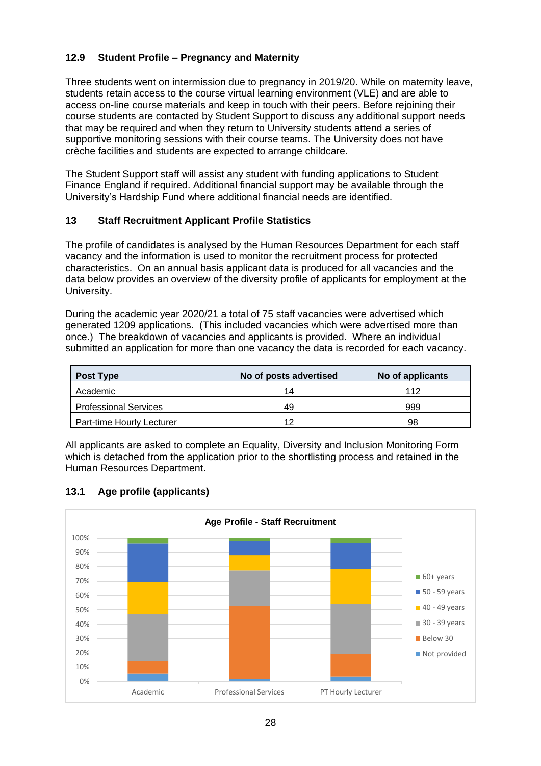### 12.9 Student Profile – Pregnancy and Maternity

Three students went on intermission due to pregnancy in 2019/20. While on maternity leave, students retain access to the course virtual learning environment (VLE) and are able to access on-line course materials and keep in touch with their peers. Before rejoining their course students are contacted by Student Support to discuss any additional support needs that may be required and when they return to University students attend a series of supportive monitoring sessions with their course teams. The University does not have crèche facilities and students are expected to arrange childcare.

The Student Support staff will assist any student with funding applications to Student Finance England if required. Additional financial support may be available through the University's Hardship Fund where additional financial needs are identified.

## 13 Staff Recruitment Applicant Profile Statistics

The profile of candidates is analysed by the Human Resources Department for each staff vacancy and the information is used to monitor the recruitment process for protected characteristics. On an annual basis applicant data is produced for all vacancies and the data below provides an overview of the diversity profile of applicants for employment at the University.

During the academic year 2020/21 a total of 75 staff vacancies were advertised which generated 1209 applications. (This included vacancies which were advertised more than once.) The breakdown of vacancies and applicants is provided. Where an individual submitted an application for more than one vacancy the data is recorded for each vacancy.

| Post Type | No of posts advertised | No of applicants |
|---|---|---|
| Academic | 14 | 112 |
| Professional Services | 49 | 999 |
| Part-time Hourly Lecturer | 12 | 98 |

All applicants are asked to complete an Equality, Diversity and Inclusion Monitoring Form which is detached from the application prior to the shortlisting process and retained in the Human Resources Department.

### 13.1 Age profile (applicants)

**Age Profile - Staff Recruitment**

Legend: 60+ years; 50 - 59 years; 40 - 49 years; 30 - 39 years; Below 30; Not provided

Categories: Academic; Professional Services; PT Hourly Lecturer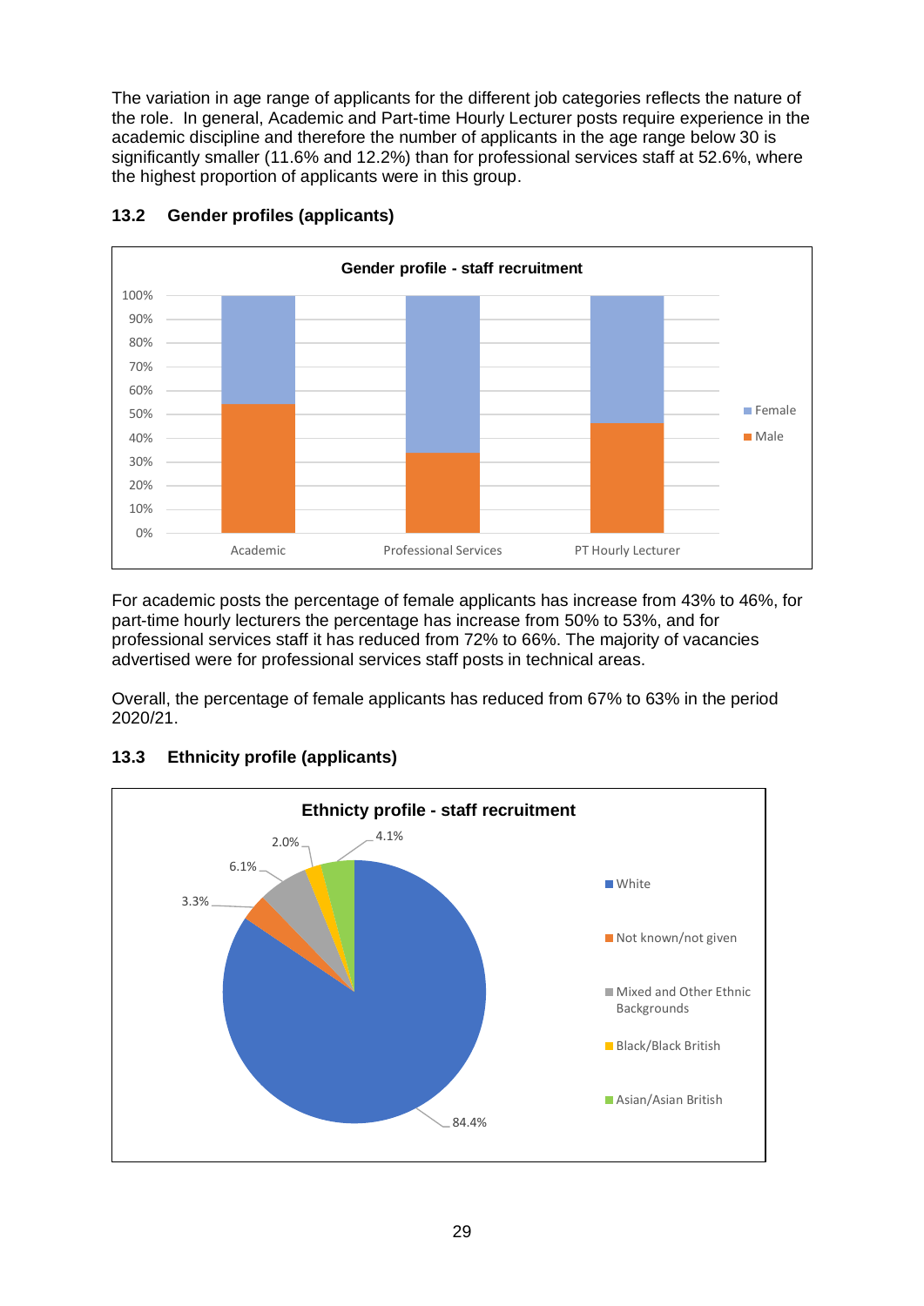The variation in age range of applicants for the different job categories reflects the nature of the role. In general, Academic and Part-time Hourly Lecturer posts require experience in the academic discipline and therefore the number of applicants in the age range below 30 is significantly smaller (11.6% and 12.2%) than for professional services staff at 52.6%, where the highest proportion of applicants were in this group.

### 13.2 Gender profiles (applicants)

For academic posts the percentage of female applicants has increase from 43% to 46%, for part-time hourly lecturers the percentage has increase from 50% to 53%, and for professional services staff it has reduced from 72% to 66%. The majority of vacancies advertised were for professional services staff posts in technical areas.

Overall, the percentage of female applicants has reduced from 67% to 63% in the period 2020/21.

### 13.3 Ethnicity profile (applicants)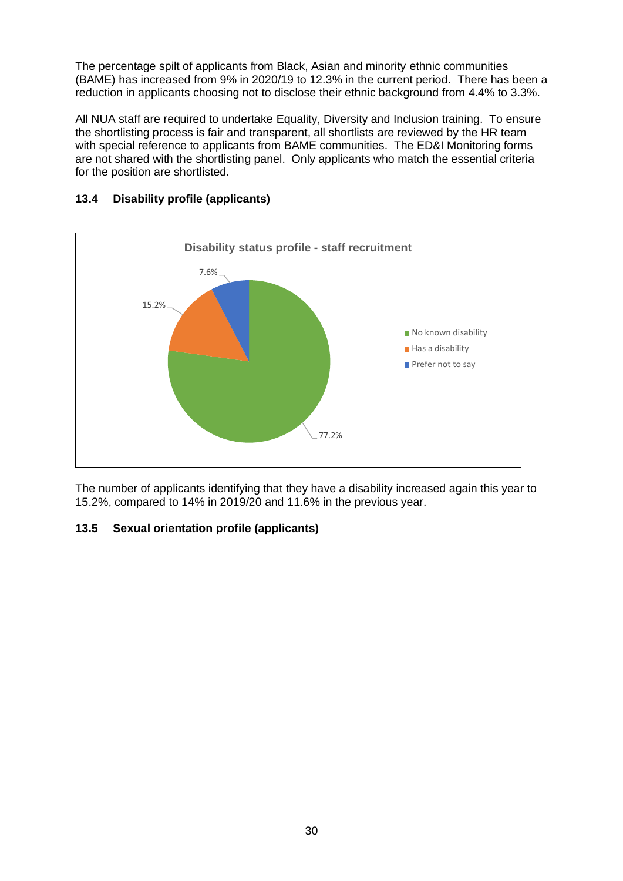The percentage spilt of applicants from Black, Asian and minority ethnic communities (BAME) has increased from 9% in 2020/19 to 12.3% in the current period. There has been a reduction in applicants choosing not to disclose their ethnic background from 4.4% to 3.3%.

All NUA staff are required to undertake Equality, Diversity and Inclusion training. To ensure the shortlisting process is fair and transparent, all shortlists are reviewed by the HR team with special reference to applicants from BAME communities. The ED&I Monitoring forms are not shared with the shortlisting panel. Only applicants who match the essential criteria for the position are shortlisted.

### 13.4 Disability profile (applicants)

**Disability status profile - staff recruitment**

| Disability status | Percentage |
|---|---|
| No known disability | 77.2% |
| Has a disability | 15.2% |
| Prefer not to say | 7.6% |

The number of applicants identifying that they have a disability increased again this year to 15.2%, compared to 14% in 2019/20 and 11.6% in the previous year.

### 13.5 Sexual orientation profile (applicants)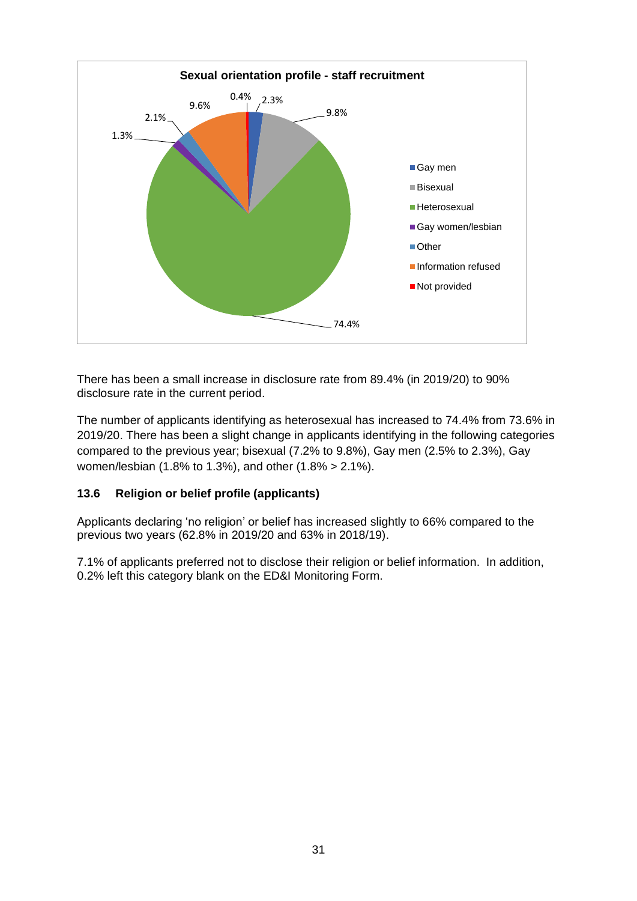**Sexual orientation profile - staff recruitment**

| Category | Percentage |
| --- | --- |
| Gay men | 2.3% |
| Bisexual | 9.8% |
| Heterosexual | 74.4% |
| Gay women/lesbian | 1.3% |
| Other | 2.1% |
| Information refused | 9.6% |
| Not provided | 0.4% |

There has been a small increase in disclosure rate from 89.4% (in 2019/20) to 90% disclosure rate in the current period.

The number of applicants identifying as heterosexual has increased to 74.4% from 73.6% in 2019/20. There has been a slight change in applicants identifying in the following categories compared to the previous year; bisexual (7.2% to 9.8%), Gay men (2.5% to 2.3%), Gay women/lesbian (1.8% to 1.3%), and other (1.8% > 2.1%).

### 13.6 Religion or belief profile (applicants)

Applicants declaring 'no religion' or belief has increased slightly to 66% compared to the previous two years (62.8% in 2019/20 and 63% in 2018/19).

7.1% of applicants preferred not to disclose their religion or belief information. In addition, 0.2% left this category blank on the ED&I Monitoring Form.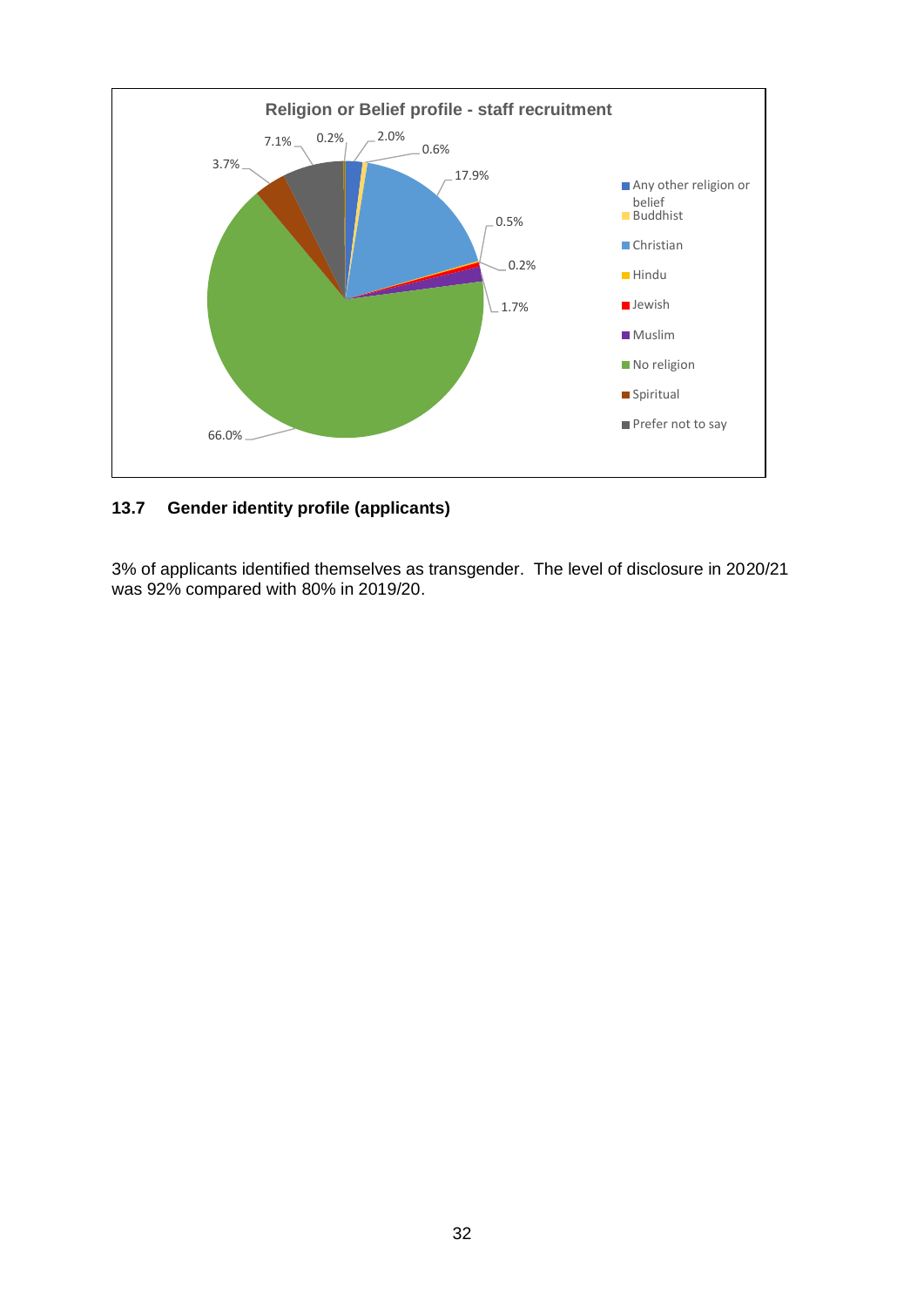**Religion or Belief profile - staff recruitment**

| Religion or Belief | % |
|---|---|
| Any other religion or belief | 2.0% |
| Buddhist | 0.6% |
| Christian | 17.9% |
| Hindu | 0.5% |
| Jewish | 0.2% |
| Muslim | 1.7% |
| No religion | 66.0% |
| Spiritual | 3.7% |
| Prefer not to say | 7.1% |
| (unlabelled segment) | 0.2% |

### 13.7 Gender identity profile (applicants)

3% of applicants identified themselves as transgender. The level of disclosure in 2020/21 was 92% compared with 80% in 2019/20.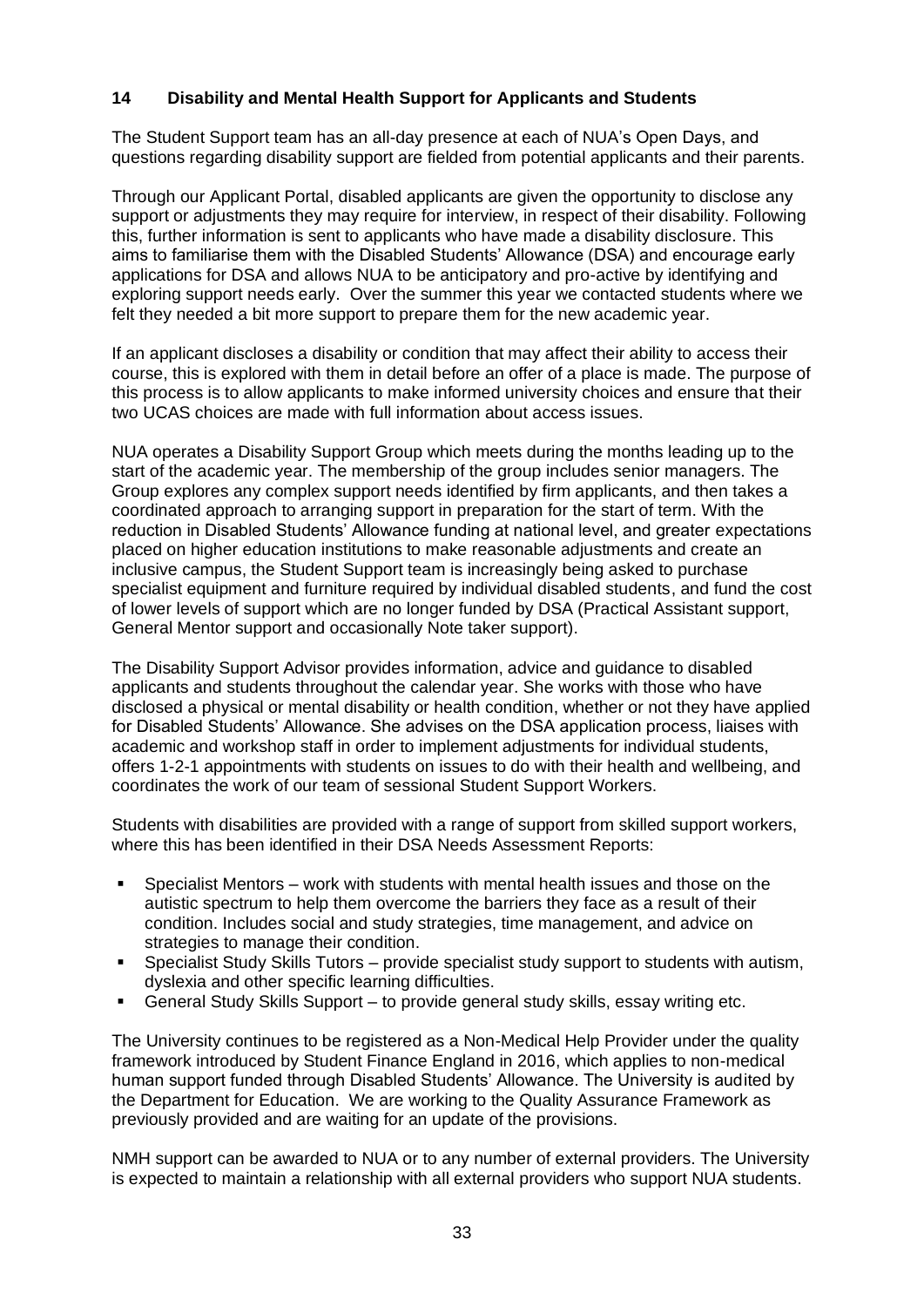## 14 Disability and Mental Health Support for Applicants and Students

The Student Support team has an all-day presence at each of NUA's Open Days, and questions regarding disability support are fielded from potential applicants and their parents.

Through our Applicant Portal, disabled applicants are given the opportunity to disclose any support or adjustments they may require for interview, in respect of their disability. Following this, further information is sent to applicants who have made a disability disclosure. This aims to familiarise them with the Disabled Students' Allowance (DSA) and encourage early applications for DSA and allows NUA to be anticipatory and pro-active by identifying and exploring support needs early. Over the summer this year we contacted students where we felt they needed a bit more support to prepare them for the new academic year.

If an applicant discloses a disability or condition that may affect their ability to access their course, this is explored with them in detail before an offer of a place is made. The purpose of this process is to allow applicants to make informed university choices and ensure that their two UCAS choices are made with full information about access issues.

NUA operates a Disability Support Group which meets during the months leading up to the start of the academic year. The membership of the group includes senior managers. The Group explores any complex support needs identified by firm applicants, and then takes a coordinated approach to arranging support in preparation for the start of term. With the reduction in Disabled Students' Allowance funding at national level, and greater expectations placed on higher education institutions to make reasonable adjustments and create an inclusive campus, the Student Support team is increasingly being asked to purchase specialist equipment and furniture required by individual disabled students, and fund the cost of lower levels of support which are no longer funded by DSA (Practical Assistant support, General Mentor support and occasionally Note taker support).

The Disability Support Advisor provides information, advice and guidance to disabled applicants and students throughout the calendar year. She works with those who have disclosed a physical or mental disability or health condition, whether or not they have applied for Disabled Students' Allowance. She advises on the DSA application process, liaises with academic and workshop staff in order to implement adjustments for individual students, offers 1-2-1 appointments with students on issues to do with their health and wellbeing, and coordinates the work of our team of sessional Student Support Workers.

Students with disabilities are provided with a range of support from skilled support workers, where this has been identified in their DSA Needs Assessment Reports:

- Specialist Mentors – work with students with mental health issues and those on the autistic spectrum to help them overcome the barriers they face as a result of their condition. Includes social and study strategies, time management, and advice on strategies to manage their condition.
- Specialist Study Skills Tutors – provide specialist study support to students with autism, dyslexia and other specific learning difficulties.
- General Study Skills Support – to provide general study skills, essay writing etc.

The University continues to be registered as a Non-Medical Help Provider under the quality framework introduced by Student Finance England in 2016, which applies to non-medical human support funded through Disabled Students' Allowance. The University is audited by the Department for Education. We are working to the Quality Assurance Framework as previously provided and are waiting for an update of the provisions.

NMH support can be awarded to NUA or to any number of external providers. The University is expected to maintain a relationship with all external providers who support NUA students.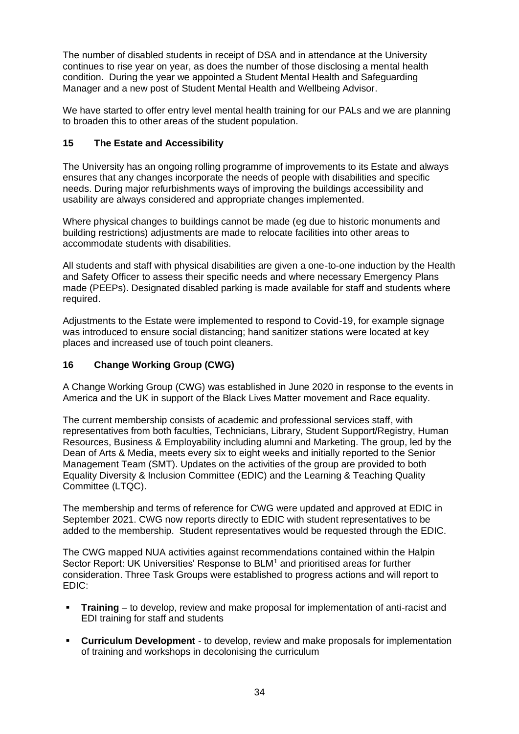The number of disabled students in receipt of DSA and in attendance at the University continues to rise year on year, as does the number of those disclosing a mental health condition. During the year we appointed a Student Mental Health and Safeguarding Manager and a new post of Student Mental Health and Wellbeing Advisor.

We have started to offer entry level mental health training for our PALs and we are planning to broaden this to other areas of the student population.

## 15 The Estate and Accessibility

The University has an ongoing rolling programme of improvements to its Estate and always ensures that any changes incorporate the needs of people with disabilities and specific needs. During major refurbishments ways of improving the buildings accessibility and usability are always considered and appropriate changes implemented.

Where physical changes to buildings cannot be made (eg due to historic monuments and building restrictions) adjustments are made to relocate facilities into other areas to accommodate students with disabilities.

All students and staff with physical disabilities are given a one-to-one induction by the Health and Safety Officer to assess their specific needs and where necessary Emergency Plans made (PEEPs). Designated disabled parking is made available for staff and students where required.

Adjustments to the Estate were implemented to respond to Covid-19, for example signage was introduced to ensure social distancing; hand sanitizer stations were located at key places and increased use of touch point cleaners.

## 16 Change Working Group (CWG)

A Change Working Group (CWG) was established in June 2020 in response to the events in America and the UK in support of the Black Lives Matter movement and Race equality.

The current membership consists of academic and professional services staff, with representatives from both faculties, Technicians, Library, Student Support/Registry, Human Resources, Business & Employability including alumni and Marketing. The group, led by the Dean of Arts & Media, meets every six to eight weeks and initially reported to the Senior Management Team (SMT). Updates on the activities of the group are provided to both Equality Diversity & Inclusion Committee (EDIC) and the Learning & Teaching Quality Committee (LTQC).

The membership and terms of reference for CWG were updated and approved at EDIC in September 2021. CWG now reports directly to EDIC with student representatives to be added to the membership. Student representatives would be requested through the EDIC.

The CWG mapped NUA activities against recommendations contained within the Halpin Sector Report: UK Universities' Response to BLM[1] and prioritised areas for further consideration. Three Task Groups were established to progress actions and will report to EDIC:

- **Training** – to develop, review and make proposal for implementation of anti-racist and EDI training for staff and students
- **Curriculum Development** - to develop, review and make proposals for implementation of training and workshops in decolonising the curriculum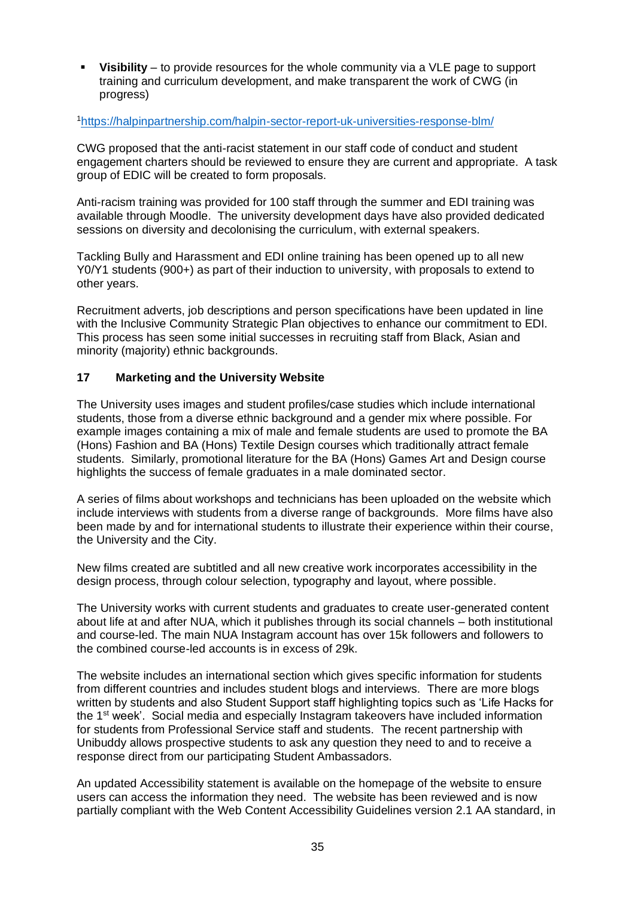- **Visibility** – to provide resources for the whole community via a VLE page to support training and curriculum development, and make transparent the work of CWG (in progress)

[1]https://halpinpartnership.com/halpin-sector-report-uk-universities-response-blm/

CWG proposed that the anti-racist statement in our staff code of conduct and student engagement charters should be reviewed to ensure they are current and appropriate. A task group of EDIC will be created to form proposals.

Anti-racism training was provided for 100 staff through the summer and EDI training was available through Moodle. The university development days have also provided dedicated sessions on diversity and decolonising the curriculum, with external speakers.

Tackling Bully and Harassment and EDI online training has been opened up to all new Y0/Y1 students (900+) as part of their induction to university, with proposals to extend to other years.

Recruitment adverts, job descriptions and person specifications have been updated in line with the Inclusive Community Strategic Plan objectives to enhance our commitment to EDI. This process has seen some initial successes in recruiting staff from Black, Asian and minority (majority) ethnic backgrounds.

## 17 Marketing and the University Website

The University uses images and student profiles/case studies which include international students, those from a diverse ethnic background and a gender mix where possible. For example images containing a mix of male and female students are used to promote the BA (Hons) Fashion and BA (Hons) Textile Design courses which traditionally attract female students. Similarly, promotional literature for the BA (Hons) Games Art and Design course highlights the success of female graduates in a male dominated sector.

A series of films about workshops and technicians has been uploaded on the website which include interviews with students from a diverse range of backgrounds. More films have also been made by and for international students to illustrate their experience within their course, the University and the City.

New films created are subtitled and all new creative work incorporates accessibility in the design process, through colour selection, typography and layout, where possible.

The University works with current students and graduates to create user-generated content about life at and after NUA, which it publishes through its social channels – both institutional and course-led. The main NUA Instagram account has over 15k followers and followers to the combined course-led accounts is in excess of 29k.

The website includes an international section which gives specific information for students from different countries and includes student blogs and interviews. There are more blogs written by students and also Student Support staff highlighting topics such as 'Life Hacks for the 1st week'. Social media and especially Instagram takeovers have included information for students from Professional Service staff and students. The recent partnership with Unibuddy allows prospective students to ask any question they need to and to receive a response direct from our participating Student Ambassadors.

An updated Accessibility statement is available on the homepage of the website to ensure users can access the information they need. The website has been reviewed and is now partially compliant with the Web Content Accessibility Guidelines version 2.1 AA standard, in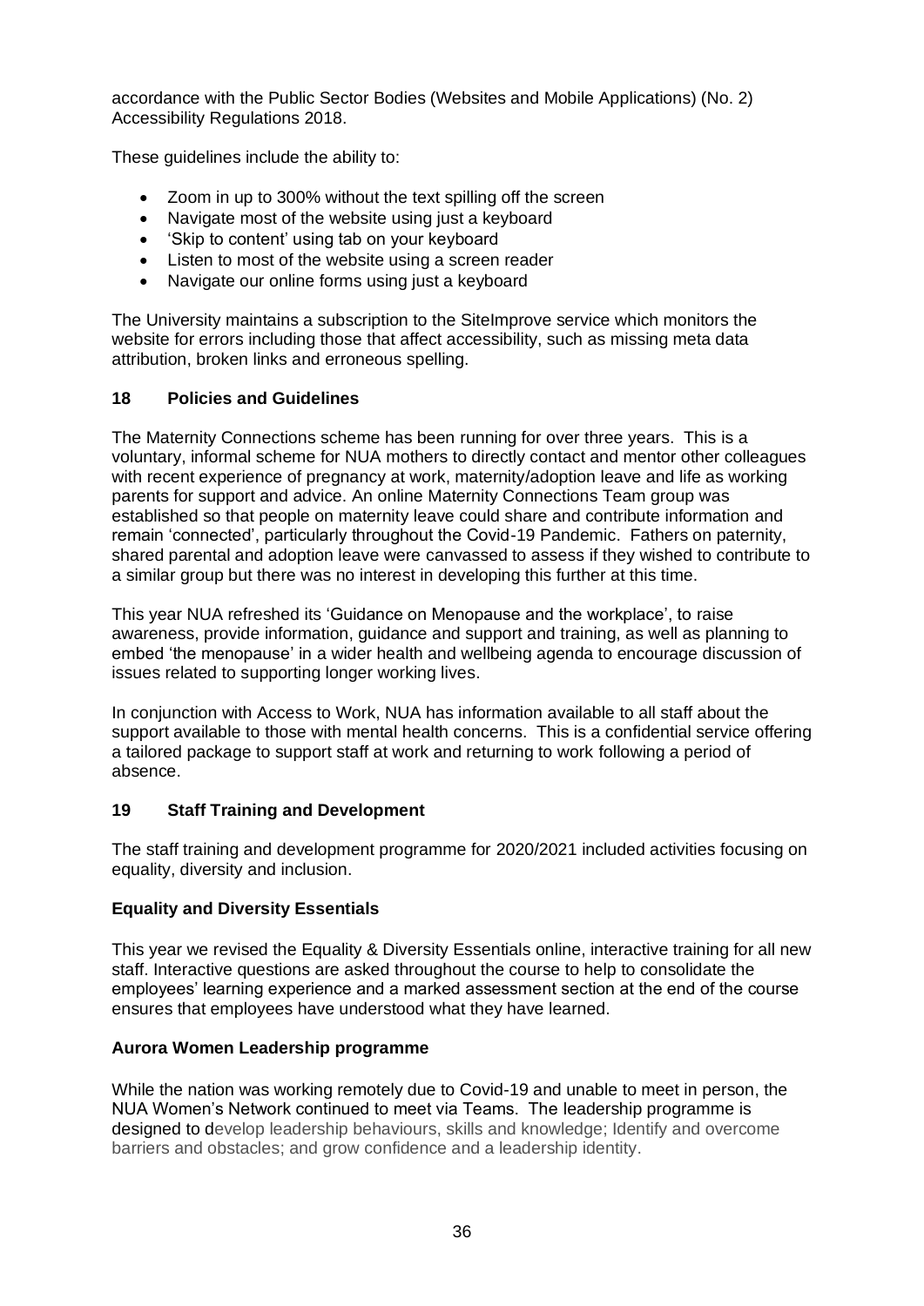accordance with the Public Sector Bodies (Websites and Mobile Applications) (No. 2) Accessibility Regulations 2018.

These guidelines include the ability to:

- Zoom in up to 300% without the text spilling off the screen
- Navigate most of the website using just a keyboard
- 'Skip to content' using tab on your keyboard
- Listen to most of the website using a screen reader
- Navigate our online forms using just a keyboard

The University maintains a subscription to the SiteImprove service which monitors the website for errors including those that affect accessibility, such as missing meta data attribution, broken links and erroneous spelling.

## 18 Policies and Guidelines

The Maternity Connections scheme has been running for over three years. This is a voluntary, informal scheme for NUA mothers to directly contact and mentor other colleagues with recent experience of pregnancy at work, maternity/adoption leave and life as working parents for support and advice. An online Maternity Connections Team group was established so that people on maternity leave could share and contribute information and remain 'connected', particularly throughout the Covid-19 Pandemic. Fathers on paternity, shared parental and adoption leave were canvassed to assess if they wished to contribute to a similar group but there was no interest in developing this further at this time.

This year NUA refreshed its 'Guidance on Menopause and the workplace', to raise awareness, provide information, guidance and support and training, as well as planning to embed 'the menopause' in a wider health and wellbeing agenda to encourage discussion of issues related to supporting longer working lives.

In conjunction with Access to Work, NUA has information available to all staff about the support available to those with mental health concerns. This is a confidential service offering a tailored package to support staff at work and returning to work following a period of absence.

## 19 Staff Training and Development

The staff training and development programme for 2020/2021 included activities focusing on equality, diversity and inclusion.

### Equality and Diversity Essentials

This year we revised the Equality & Diversity Essentials online, interactive training for all new staff. Interactive questions are asked throughout the course to help to consolidate the employees' learning experience and a marked assessment section at the end of the course ensures that employees have understood what they have learned.

### Aurora Women Leadership programme

While the nation was working remotely due to Covid-19 and unable to meet in person, the NUA Women's Network continued to meet via Teams. The leadership programme is designed to develop leadership behaviours, skills and knowledge; Identify and overcome barriers and obstacles; and grow confidence and a leadership identity.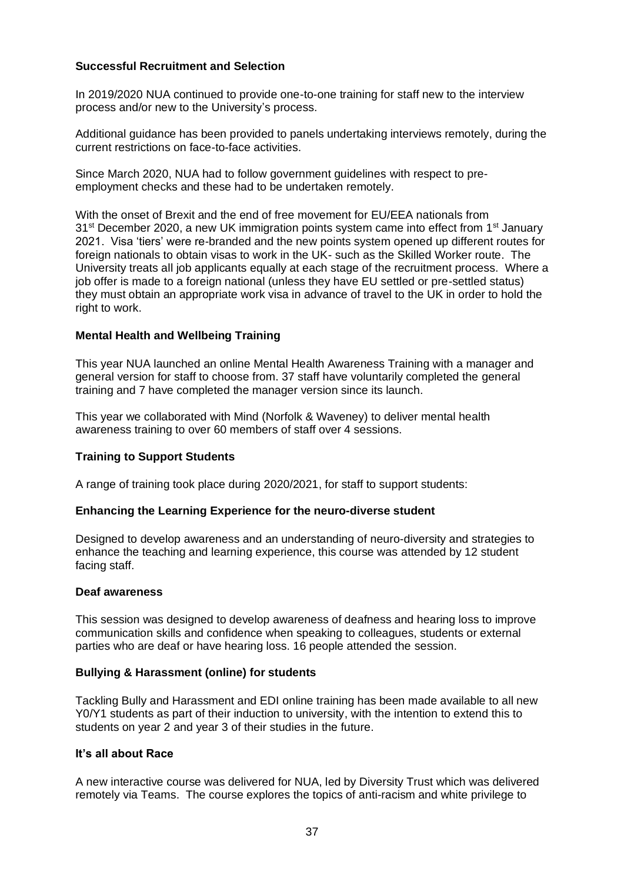### Successful Recruitment and Selection

In 2019/2020 NUA continued to provide one-to-one training for staff new to the interview process and/or new to the University's process.

Additional guidance has been provided to panels undertaking interviews remotely, during the current restrictions on face-to-face activities.

Since March 2020, NUA had to follow government guidelines with respect to pre-employment checks and these had to be undertaken remotely.

With the onset of Brexit and the end of free movement for EU/EEA nationals from 31st December 2020, a new UK immigration points system came into effect from 1st January 2021. Visa 'tiers' were re-branded and the new points system opened up different routes for foreign nationals to obtain visas to work in the UK- such as the Skilled Worker route. The University treats all job applicants equally at each stage of the recruitment process. Where a job offer is made to a foreign national (unless they have EU settled or pre-settled status) they must obtain an appropriate work visa in advance of travel to the UK in order to hold the right to work.

### Mental Health and Wellbeing Training

This year NUA launched an online Mental Health Awareness Training with a manager and general version for staff to choose from. 37 staff have voluntarily completed the general training and 7 have completed the manager version since its launch.

This year we collaborated with Mind (Norfolk & Waveney) to deliver mental health awareness training to over 60 members of staff over 4 sessions.

### Training to Support Students

A range of training took place during 2020/2021, for staff to support students:

### Enhancing the Learning Experience for the neuro-diverse student

Designed to develop awareness and an understanding of neuro-diversity and strategies to enhance the teaching and learning experience, this course was attended by 12 student facing staff.

### Deaf awareness

This session was designed to develop awareness of deafness and hearing loss to improve communication skills and confidence when speaking to colleagues, students or external parties who are deaf or have hearing loss. 16 people attended the session.

### Bullying & Harassment (online) for students

Tackling Bully and Harassment and EDI online training has been made available to all new Y0/Y1 students as part of their induction to university, with the intention to extend this to students on year 2 and year 3 of their studies in the future.

### It's all about Race

A new interactive course was delivered for NUA, led by Diversity Trust which was delivered remotely via Teams. The course explores the topics of anti-racism and white privilege to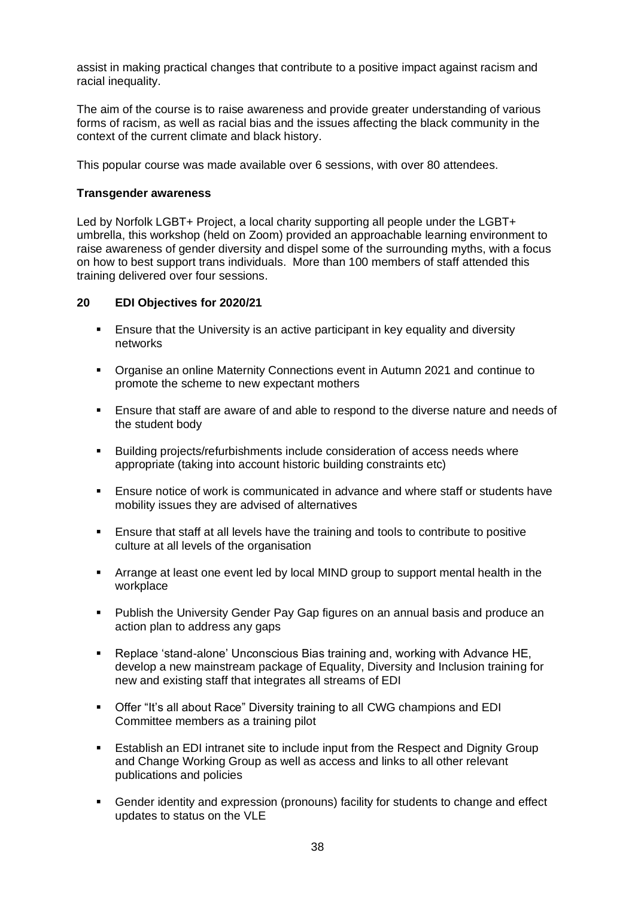assist in making practical changes that contribute to a positive impact against racism and racial inequality.

The aim of the course is to raise awareness and provide greater understanding of various forms of racism, as well as racial bias and the issues affecting the black community in the context of the current climate and black history.

This popular course was made available over 6 sessions, with over 80 attendees.

**Transgender awareness**

Led by Norfolk LGBT+ Project, a local charity supporting all people under the LGBT+ umbrella, this workshop (held on Zoom) provided an approachable learning environment to raise awareness of gender diversity and dispel some of the surrounding myths, with a focus on how to best support trans individuals. More than 100 members of staff attended this training delivered over four sessions.

## 20 EDI Objectives for 2020/21

- Ensure that the University is an active participant in key equality and diversity networks
- Organise an online Maternity Connections event in Autumn 2021 and continue to promote the scheme to new expectant mothers
- Ensure that staff are aware of and able to respond to the diverse nature and needs of the student body
- Building projects/refurbishments include consideration of access needs where appropriate (taking into account historic building constraints etc)
- Ensure notice of work is communicated in advance and where staff or students have mobility issues they are advised of alternatives
- Ensure that staff at all levels have the training and tools to contribute to positive culture at all levels of the organisation
- Arrange at least one event led by local MIND group to support mental health in the workplace
- Publish the University Gender Pay Gap figures on an annual basis and produce an action plan to address any gaps
- Replace 'stand-alone' Unconscious Bias training and, working with Advance HE, develop a new mainstream package of Equality, Diversity and Inclusion training for new and existing staff that integrates all streams of EDI
- Offer "It's all about Race" Diversity training to all CWG champions and EDI Committee members as a training pilot
- Establish an EDI intranet site to include input from the Respect and Dignity Group and Change Working Group as well as access and links to all other relevant publications and policies
- Gender identity and expression (pronouns) facility for students to change and effect updates to status on the VLE